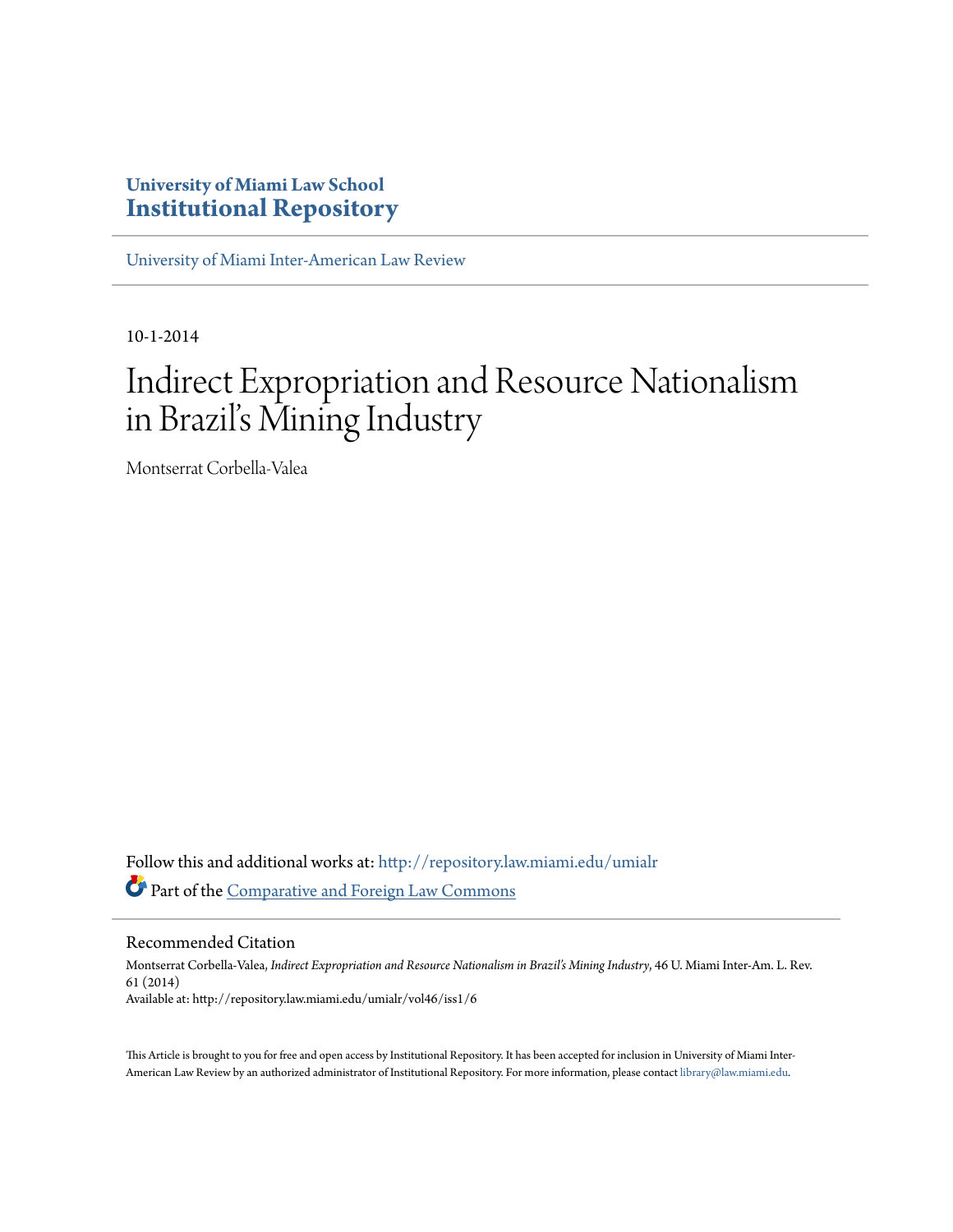# University of Miami Law School
# Institutional Repository

University of Miami Inter-American Law Review

10-1-2014

# Indirect Expropriation and Resource Nationalism in Brazil's Mining Industry

Montserrat Corbella-Valea

Follow this and additional works at: http://repository.law.miami.edu/umialr

Part of the Comparative and Foreign Law Commons

## Recommended Citation

Montserrat Corbella-Valea, *Indirect Expropriation and Resource Nationalism in Brazil's Mining Industry*, 46 U. Miami Inter-Am. L. Rev. 61 (2014)

Available at: http://repository.law.miami.edu/umialr/vol46/iss1/6

This Article is brought to you for free and open access by Institutional Repository. It has been accepted for inclusion in University of Miami Inter-American Law Review by an authorized administrator of Institutional Repository. For more information, please contact library@law.miami.edu.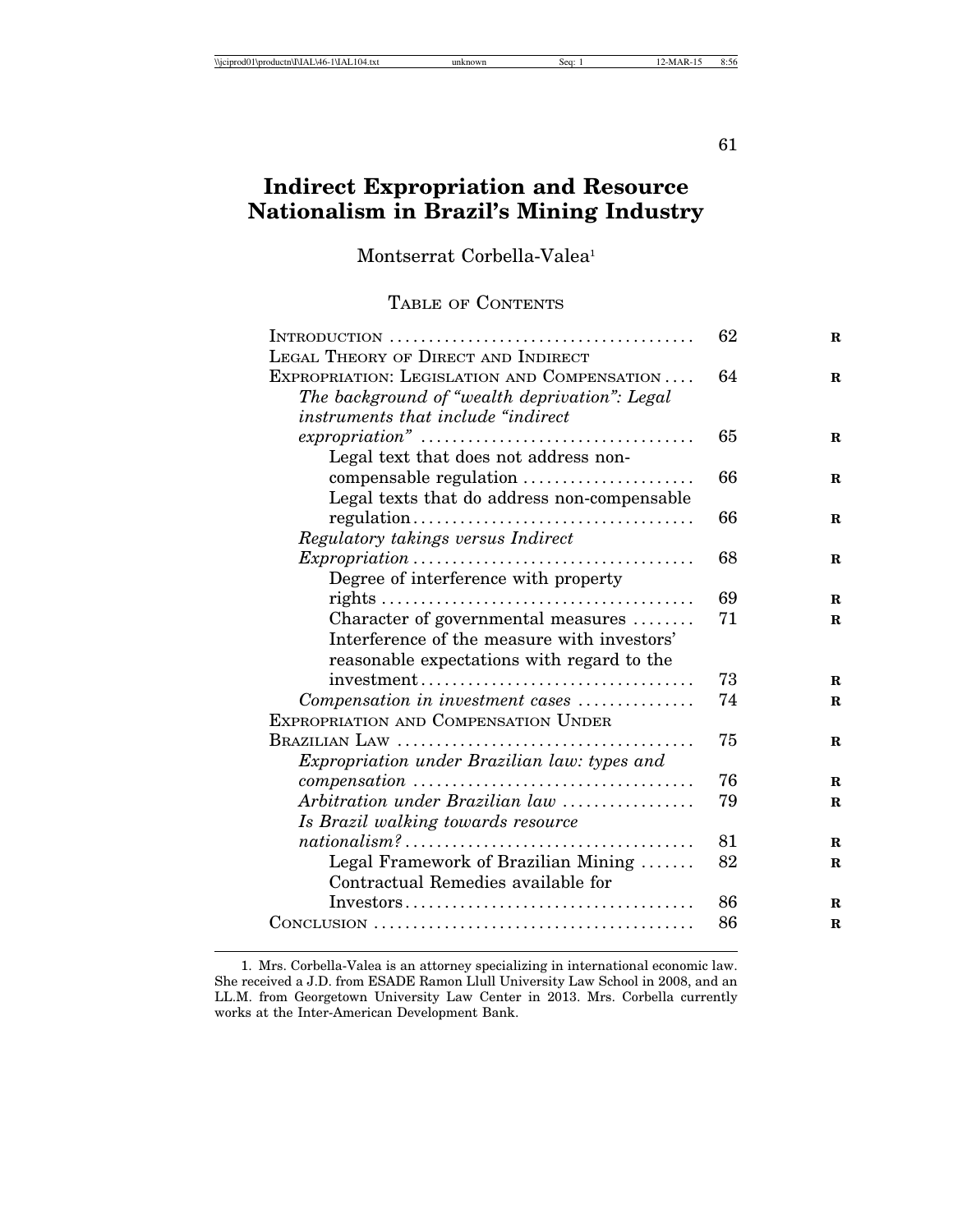# Indirect Expropriation and Resource Nationalism in Brazil's Mining Industry

Montserrat Corbella-Valea[1]

## Table of Contents

| | |
|---|---|
| Introduction | 62 |
| Legal Theory of Direct and Indirect Expropriation: Legislation and Compensation | 64 |
| *The background of "wealth deprivation": Legal instruments that include "indirect expropriation"* | 65 |
| Legal text that does not address non-compensable regulation | 66 |
| Legal texts that do address non-compensable regulation | 66 |
| *Regulatory takings versus Indirect Expropriation* | 68 |
| Degree of interference with property rights | 69 |
| Character of governmental measures | 71 |
| Interference of the measure with investors' reasonable expectations with regard to the investment | 73 |
| *Compensation in investment cases* | 74 |
| Expropriation and Compensation Under Brazilian Law | 75 |
| *Expropriation under Brazilian law: types and compensation* | 76 |
| *Arbitration under Brazilian law* | 79 |
| *Is Brazil walking towards resource nationalism?* | 81 |
| Legal Framework of Brazilian Mining | 82 |
| Contractual Remedies available for Investors | 86 |
| Conclusion | 86 |

---

1. Mrs. Corbella-Valea is an attorney specializing in international economic law. She received a J.D. from ESADE Ramon Llull University Law School in 2008, and an LL.M. from Georgetown University Law Center in 2013. Mrs. Corbella currently works at the Inter-American Development Bank.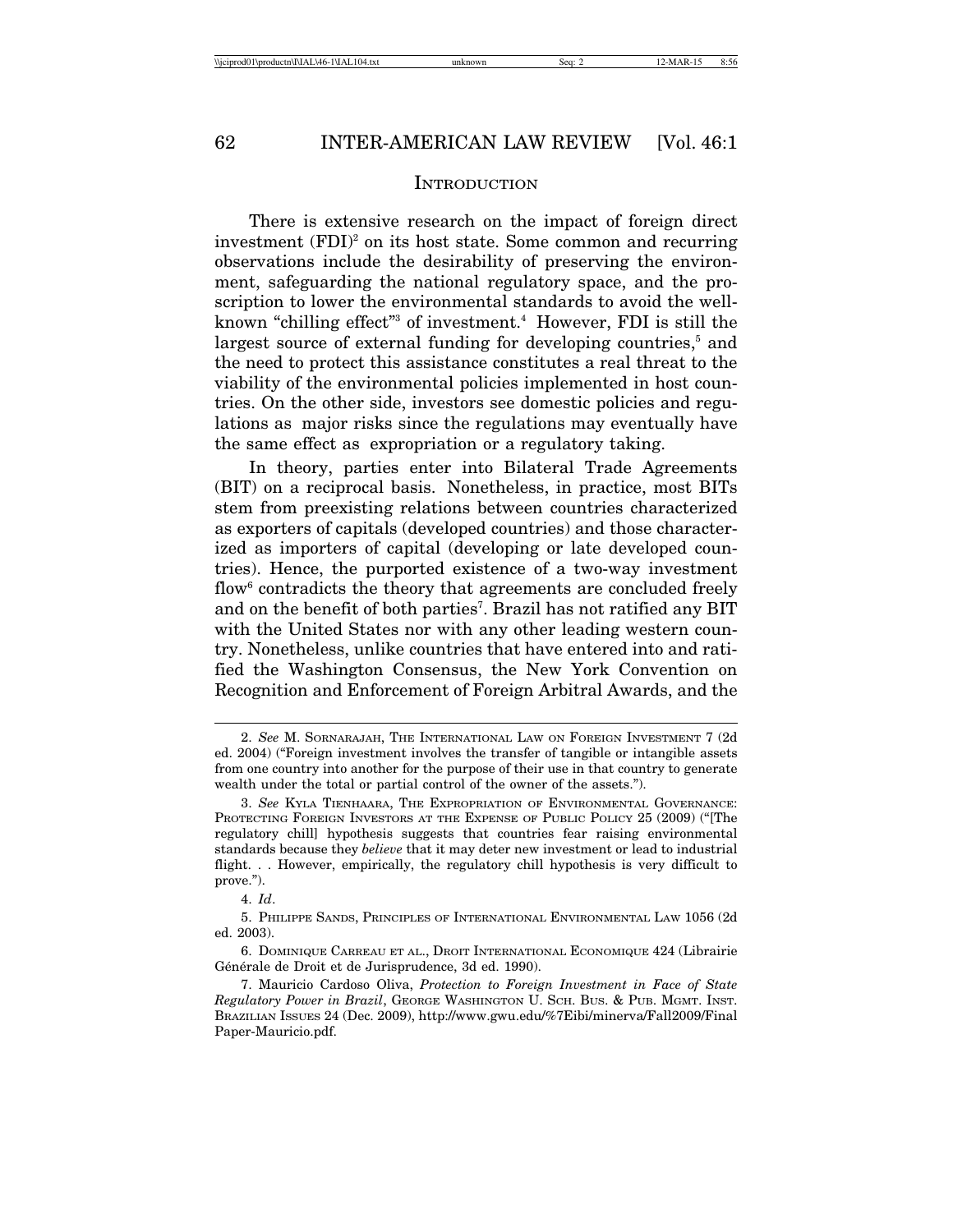## INTRODUCTION

There is extensive research on the impact of foreign direct investment (FDI)[2] on its host state. Some common and recurring observations include the desirability of preserving the environment, safeguarding the national regulatory space, and the proscription to lower the environmental standards to avoid the well-known "chilling effect"[3] of investment.[4] However, FDI is still the largest source of external funding for developing countries,[5] and the need to protect this assistance constitutes a real threat to the viability of the environmental policies implemented in host countries. On the other side, investors see domestic policies and regulations as major risks since the regulations may eventually have the same effect as expropriation or a regulatory taking.

In theory, parties enter into Bilateral Trade Agreements (BIT) on a reciprocal basis. Nonetheless, in practice, most BITs stem from preexisting relations between countries characterized as exporters of capitals (developed countries) and those characterized as importers of capital (developing or late developed countries). Hence, the purported existence of a two-way investment flow[6] contradicts the theory that agreements are concluded freely and on the benefit of both parties[7]. Brazil has not ratified any BIT with the United States nor with any other leading western country. Nonetheless, unlike countries that have entered into and ratified the Washington Consensus, the New York Convention on Recognition and Enforcement of Foreign Arbitral Awards, and the

---

2. *See* M. SORNARAJAH, THE INTERNATIONAL LAW ON FOREIGN INVESTMENT 7 (2d ed. 2004) ("Foreign investment involves the transfer of tangible or intangible assets from one country into another for the purpose of their use in that country to generate wealth under the total or partial control of the owner of the assets.").

3. *See* KYLA TIENHAARA, THE EXPROPRIATION OF ENVIRONMENTAL GOVERNANCE: PROTECTING FOREIGN INVESTORS AT THE EXPENSE OF PUBLIC POLICY 25 (2009) ("[The regulatory chill] hypothesis suggests that countries fear raising environmental standards because they *believe* that it may deter new investment or lead to industrial flight. . . However, empirically, the regulatory chill hypothesis is very difficult to prove.").

4. *Id*.

5. PHILIPPE SANDS, PRINCIPLES OF INTERNATIONAL ENVIRONMENTAL LAW 1056 (2d ed. 2003).

6. DOMINIQUE CARREAU ET AL., DROIT INTERNATIONAL ECONOMIQUE 424 (Librairie Générale de Droit et de Jurisprudence, 3d ed. 1990).

7. Mauricio Cardoso Oliva, *Protection to Foreign Investment in Face of State Regulatory Power in Brazil*, GEORGE WASHINGTON U. SCH. BUS. & PUB. MGMT. INST. BRAZILIAN ISSUES 24 (Dec. 2009), http://www.gwu.edu/%7Eibi/minerva/Fall2009/Final Paper-Mauricio.pdf.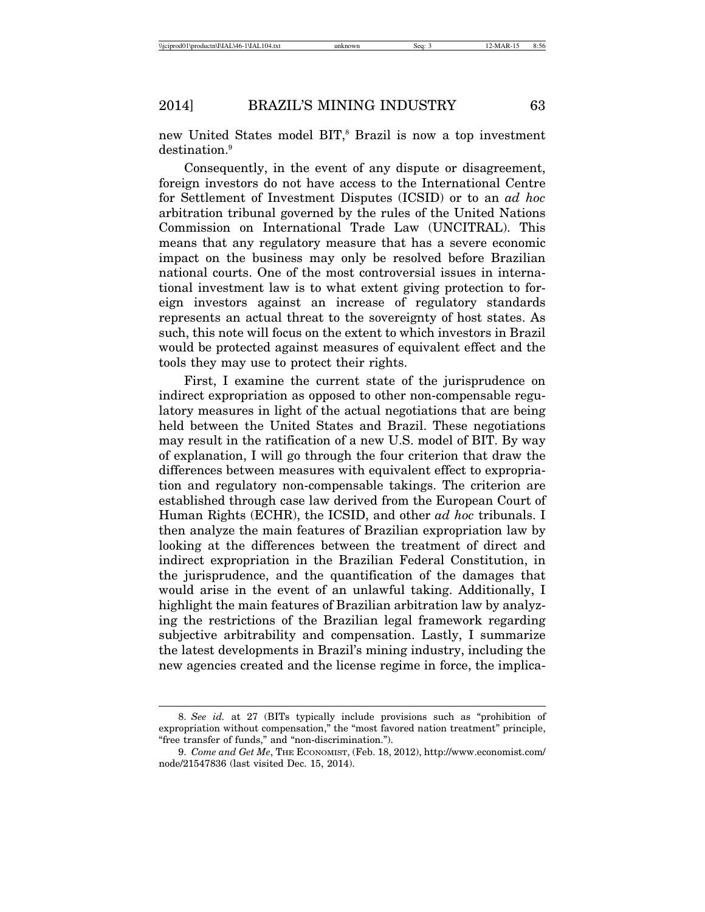new United States model BIT,[8] Brazil is now a top investment destination.[9]

Consequently, in the event of any dispute or disagreement, foreign investors do not have access to the International Centre for Settlement of Investment Disputes (ICSID) or to an *ad hoc* arbitration tribunal governed by the rules of the United Nations Commission on International Trade Law (UNCITRAL). This means that any regulatory measure that has a severe economic impact on the business may only be resolved before Brazilian national courts. One of the most controversial issues in international investment law is to what extent giving protection to foreign investors against an increase of regulatory standards represents an actual threat to the sovereignty of host states. As such, this note will focus on the extent to which investors in Brazil would be protected against measures of equivalent effect and the tools they may use to protect their rights.

First, I examine the current state of the jurisprudence on indirect expropriation as opposed to other non-compensable regulatory measures in light of the actual negotiations that are being held between the United States and Brazil. These negotiations may result in the ratification of a new U.S. model of BIT. By way of explanation, I will go through the four criterion that draw the differences between measures with equivalent effect to expropriation and regulatory non-compensable takings. The criterion are established through case law derived from the European Court of Human Rights (ECHR), the ICSID, and other *ad hoc* tribunals. I then analyze the main features of Brazilian expropriation law by looking at the differences between the treatment of direct and indirect expropriation in the Brazilian Federal Constitution, in the jurisprudence, and the quantification of the damages that would arise in the event of an unlawful taking. Additionally, I highlight the main features of Brazilian arbitration law by analyzing the restrictions of the Brazilian legal framework regarding subjective arbitrability and compensation. Lastly, I summarize the latest developments in Brazil's mining industry, including the new agencies created and the license regime in force, the implica-

---

8. *See id.* at 27 (BITs typically include provisions such as "prohibition of expropriation without compensation," the "most favored nation treatment" principle, "free transfer of funds," and "non-discrimination.").

9. *Come and Get Me*, THE ECONOMIST, (Feb. 18, 2012), http://www.economist.com/node/21547836 (last visited Dec. 15, 2014).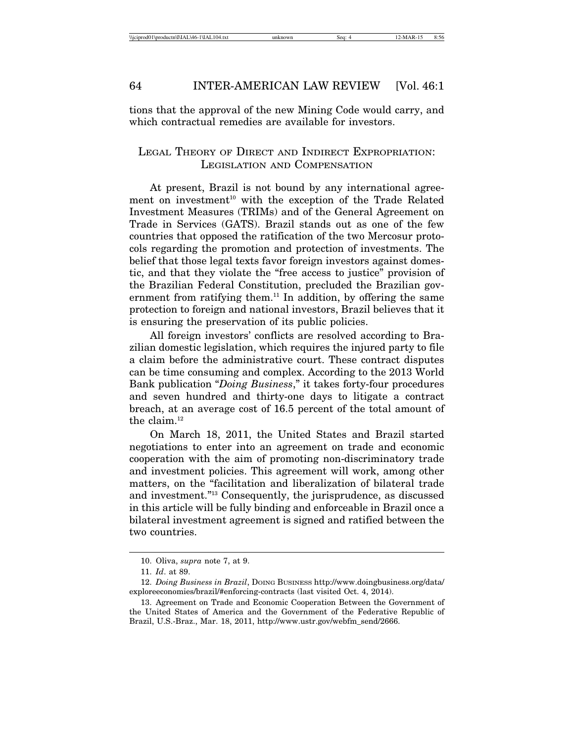tions that the approval of the new Mining Code would carry, and which contractual remedies are available for investors.

## Legal Theory of Direct and Indirect Expropriation: Legislation and Compensation

At present, Brazil is not bound by any international agreement on investment[10] with the exception of the Trade Related Investment Measures (TRIMs) and of the General Agreement on Trade in Services (GATS). Brazil stands out as one of the few countries that opposed the ratification of the two Mercosur protocols regarding the promotion and protection of investments. The belief that those legal texts favor foreign investors against domestic, and that they violate the "free access to justice" provision of the Brazilian Federal Constitution, precluded the Brazilian government from ratifying them.[11] In addition, by offering the same protection to foreign and national investors, Brazil believes that it is ensuring the preservation of its public policies.

All foreign investors' conflicts are resolved according to Brazilian domestic legislation, which requires the injured party to file a claim before the administrative court. These contract disputes can be time consuming and complex. According to the 2013 World Bank publication "*Doing Business*," it takes forty-four procedures and seven hundred and thirty-one days to litigate a contract breach, at an average cost of 16.5 percent of the total amount of the claim.[12]

On March 18, 2011, the United States and Brazil started negotiations to enter into an agreement on trade and economic cooperation with the aim of promoting non-discriminatory trade and investment policies. This agreement will work, among other matters, on the "facilitation and liberalization of bilateral trade and investment."[13] Consequently, the jurisprudence, as discussed in this article will be fully binding and enforceable in Brazil once a bilateral investment agreement is signed and ratified between the two countries.

---

10. Oliva, *supra* note 7, at 9.

11. *Id*. at 89.

12. *Doing Business in Brazil*, Doing Business http://www.doingbusiness.org/data/exploreeconomies/brazil/#enforcing-contracts (last visited Oct. 4, 2014).

13. Agreement on Trade and Economic Cooperation Between the Government of the United States of America and the Government of the Federative Republic of Brazil, U.S.-Braz., Mar. 18, 2011, http://www.ustr.gov/webfm_send/2666.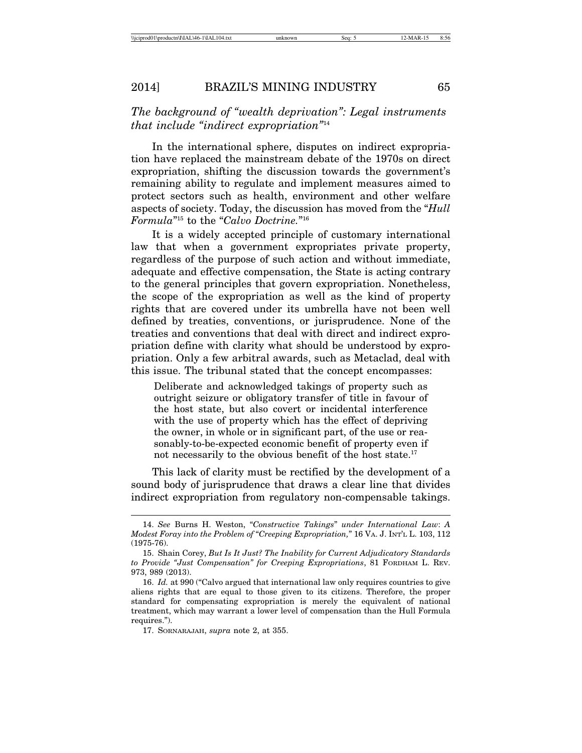### *The background of "wealth deprivation": Legal instruments that include "indirect expropriation"*[14]

In the international sphere, disputes on indirect expropriation have replaced the mainstream debate of the 1970s on direct expropriation, shifting the discussion towards the government's remaining ability to regulate and implement measures aimed to protect sectors such as health, environment and other welfare aspects of society. Today, the discussion has moved from the "*Hull Formula*"[15] to the "*Calvo Doctrine*."[16]

It is a widely accepted principle of customary international law that when a government expropriates private property, regardless of the purpose of such action and without immediate, adequate and effective compensation, the State is acting contrary to the general principles that govern expropriation. Nonetheless, the scope of the expropriation as well as the kind of property rights that are covered under its umbrella have not been well defined by treaties, conventions, or jurisprudence. None of the treaties and conventions that deal with direct and indirect expropriation define with clarity what should be understood by expropriation. Only a few arbitral awards, such as Metaclad, deal with this issue. The tribunal stated that the concept encompasses:

> Deliberate and acknowledged takings of property such as outright seizure or obligatory transfer of title in favour of the host state, but also covert or incidental interference with the use of property which has the effect of depriving the owner, in whole or in significant part, of the use or reasonably-to-be-expected economic benefit of property even if not necessarily to the obvious benefit of the host state.[17]

This lack of clarity must be rectified by the development of a sound body of jurisprudence that draws a clear line that divides indirect expropriation from regulatory non-compensable takings.

---

14. *See* Burns H. Weston, "*Constructive Takings*" *under International Law*: *A Modest Foray into the Problem of "Creeping Expropriation,"* 16 VA. J. INT'L L. 103, 112 (1975-76).

15. Shain Corey, *But Is It Just? The Inability for Current Adjudicatory Standards to Provide "Just Compensation" for Creeping Expropriations*, 81 FORDHAM L. REV. 973, 989 (2013).

16. *Id.* at 990 ("Calvo argued that international law only requires countries to give aliens rights that are equal to those given to its citizens. Therefore, the proper standard for compensating expropriation is merely the equivalent of national treatment, which may warrant a lower level of compensation than the Hull Formula requires.").

17. SORNARAJAH, *supra* note 2, at 355.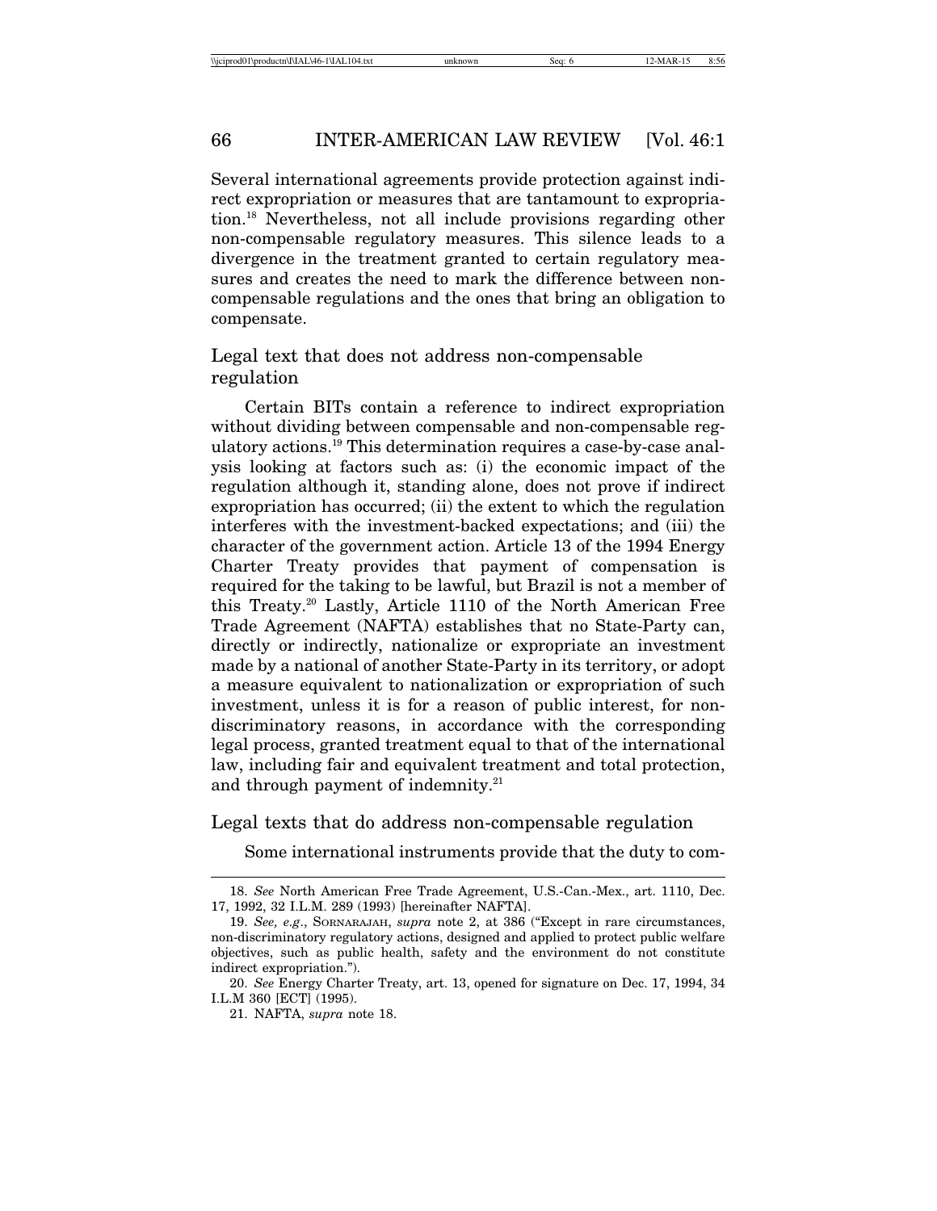Several international agreements provide protection against indirect expropriation or measures that are tantamount to expropriation.[18] Nevertheless, not all include provisions regarding other non-compensable regulatory measures. This silence leads to a divergence in the treatment granted to certain regulatory measures and creates the need to mark the difference between non-compensable regulations and the ones that bring an obligation to compensate.

## Legal text that does not address non-compensable regulation

Certain BITs contain a reference to indirect expropriation without dividing between compensable and non-compensable regulatory actions.[19] This determination requires a case-by-case analysis looking at factors such as: (i) the economic impact of the regulation although it, standing alone, does not prove if indirect expropriation has occurred; (ii) the extent to which the regulation interferes with the investment-backed expectations; and (iii) the character of the government action. Article 13 of the 1994 Energy Charter Treaty provides that payment of compensation is required for the taking to be lawful, but Brazil is not a member of this Treaty.[20] Lastly, Article 1110 of the North American Free Trade Agreement (NAFTA) establishes that no State-Party can, directly or indirectly, nationalize or expropriate an investment made by a national of another State-Party in its territory, or adopt a measure equivalent to nationalization or expropriation of such investment, unless it is for a reason of public interest, for non-discriminatory reasons, in accordance with the corresponding legal process, granted treatment equal to that of the international law, including fair and equivalent treatment and total protection, and through payment of indemnity.[21]

## Legal texts that do address non-compensable regulation

Some international instruments provide that the duty to com-

---

18. *See* North American Free Trade Agreement, U.S.-Can.-Mex., art. 1110, Dec. 17, 1992, 32 I.L.M. 289 (1993) [hereinafter NAFTA].

19. *See, e.g.*, SORNARAJAH, *supra* note 2, at 386 ("Except in rare circumstances, non-discriminatory regulatory actions, designed and applied to protect public welfare objectives, such as public health, safety and the environment do not constitute indirect expropriation.").

20. *See* Energy Charter Treaty, art. 13, opened for signature on Dec. 17, 1994, 34 I.L.M 360 [ECT] (1995).

21. NAFTA, *supra* note 18.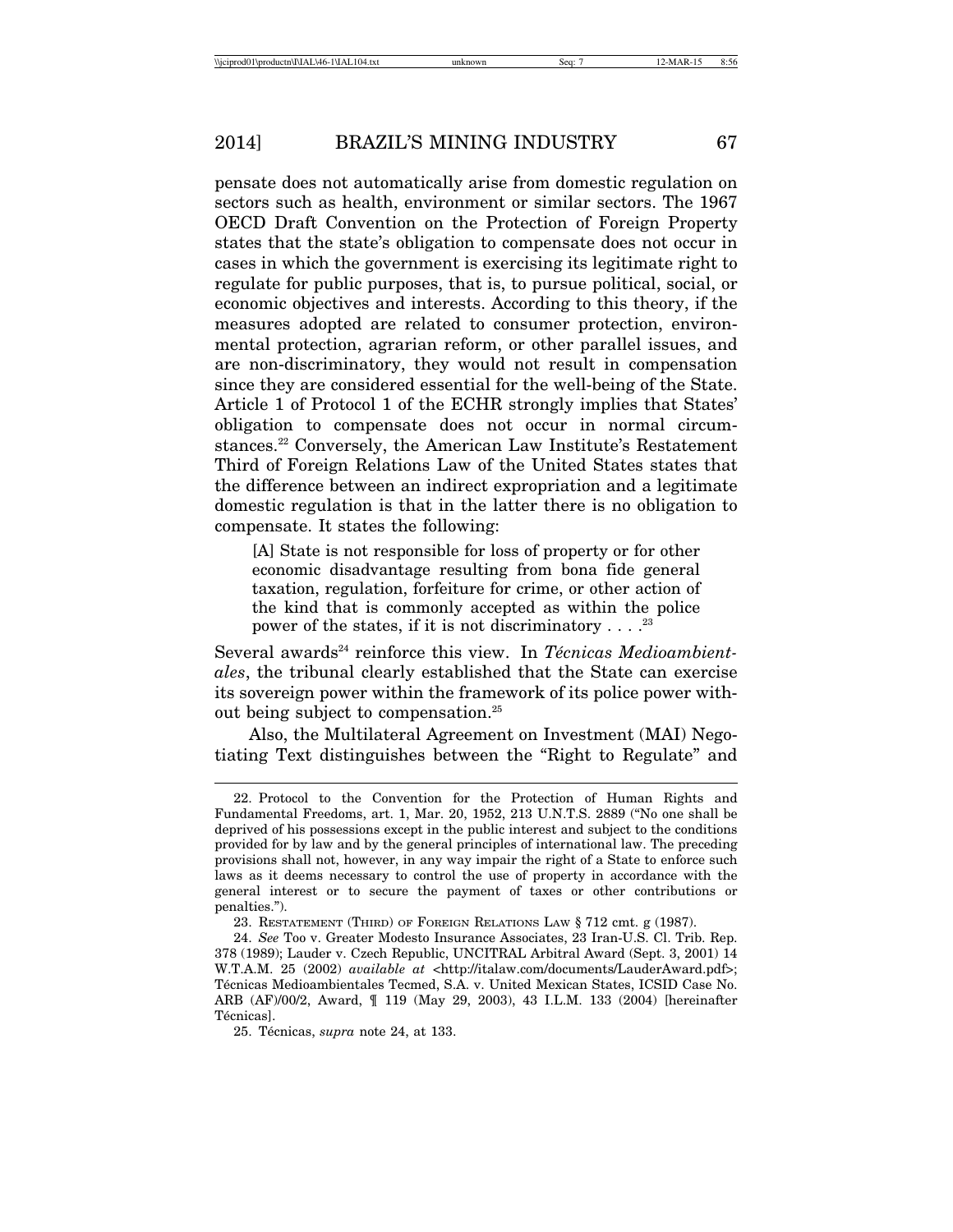pensate does not automatically arise from domestic regulation on sectors such as health, environment or similar sectors. The 1967 OECD Draft Convention on the Protection of Foreign Property states that the state's obligation to compensate does not occur in cases in which the government is exercising its legitimate right to regulate for public purposes, that is, to pursue political, social, or economic objectives and interests. According to this theory, if the measures adopted are related to consumer protection, environmental protection, agrarian reform, or other parallel issues, and are non-discriminatory, they would not result in compensation since they are considered essential for the well-being of the State. Article 1 of Protocol 1 of the ECHR strongly implies that States' obligation to compensate does not occur in normal circumstances.[22] Conversely, the American Law Institute's Restatement Third of Foreign Relations Law of the United States states that the difference between an indirect expropriation and a legitimate domestic regulation is that in the latter there is no obligation to compensate. It states the following:

> [A] State is not responsible for loss of property or for other economic disadvantage resulting from bona fide general taxation, regulation, forfeiture for crime, or other action of the kind that is commonly accepted as within the police power of the states, if it is not discriminatory . . . .[23]

Several awards[24] reinforce this view. In *Técnicas Medioambientales*, the tribunal clearly established that the State can exercise its sovereign power within the framework of its police power without being subject to compensation.[25]

Also, the Multilateral Agreement on Investment (MAI) Negotiating Text distinguishes between the "Right to Regulate" and

---

22. Protocol to the Convention for the Protection of Human Rights and Fundamental Freedoms, art. 1, Mar. 20, 1952, 213 U.N.T.S. 2889 ("No one shall be deprived of his possessions except in the public interest and subject to the conditions provided for by law and by the general principles of international law. The preceding provisions shall not, however, in any way impair the right of a State to enforce such laws as it deems necessary to control the use of property in accordance with the general interest or to secure the payment of taxes or other contributions or penalties.").

23. Restatement (Third) of Foreign Relations Law § 712 cmt. g (1987).

24. *See* Too v. Greater Modesto Insurance Associates, 23 Iran-U.S. Cl. Trib. Rep. 378 (1989); Lauder v. Czech Republic, UNCITRAL Arbitral Award (Sept. 3, 2001) 14 W.T.A.M. 25 (2002) *available at* <http://italaw.com/documents/LauderAward.pdf>; Técnicas Medioambientales Tecmed, S.A. v. United Mexican States, ICSID Case No. ARB (AF)/00/2, Award, ¶ 119 (May 29, 2003), 43 I.L.M. 133 (2004) [hereinafter Técnicas].

25. Técnicas, *supra* note 24, at 133.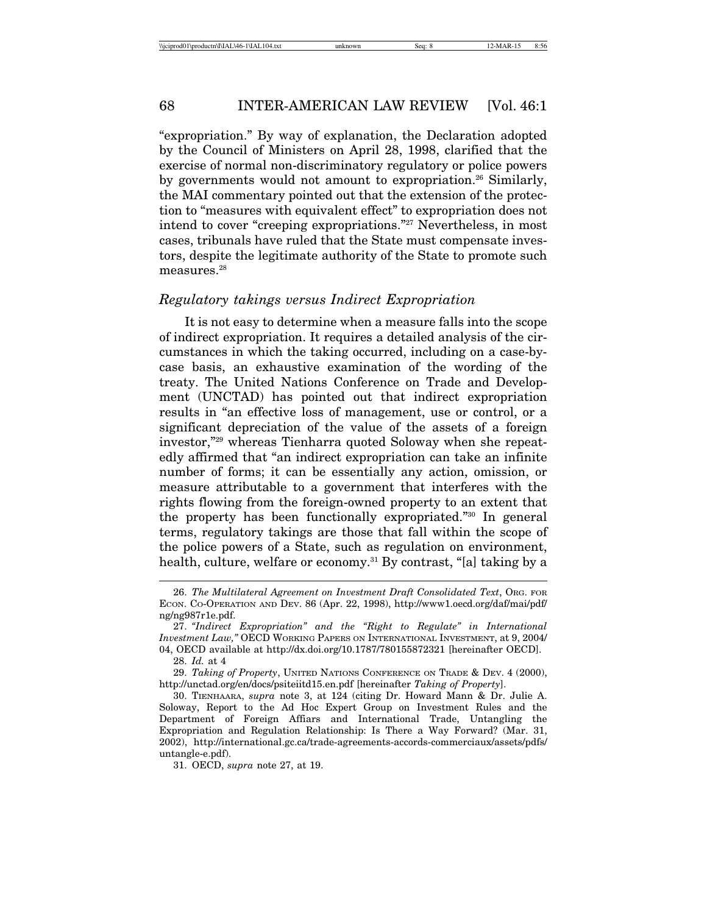"expropriation." By way of explanation, the Declaration adopted by the Council of Ministers on April 28, 1998, clarified that the exercise of normal non-discriminatory regulatory or police powers by governments would not amount to expropriation.[26] Similarly, the MAI commentary pointed out that the extension of the protection to "measures with equivalent effect" to expropriation does not intend to cover "creeping expropriations."[27] Nevertheless, in most cases, tribunals have ruled that the State must compensate investors, despite the legitimate authority of the State to promote such measures.[28]

### *Regulatory takings versus Indirect Expropriation*

It is not easy to determine when a measure falls into the scope of indirect expropriation. It requires a detailed analysis of the circumstances in which the taking occurred, including on a case-by-case basis, an exhaustive examination of the wording of the treaty. The United Nations Conference on Trade and Development (UNCTAD) has pointed out that indirect expropriation results in "an effective loss of management, use or control, or a significant depreciation of the value of the assets of a foreign investor,"[29] whereas Tienharra quoted Soloway when she repeatedly affirmed that "an indirect expropriation can take an infinite number of forms; it can be essentially any action, omission, or measure attributable to a government that interferes with the rights flowing from the foreign-owned property to an extent that the property has been functionally expropriated."[30] In general terms, regulatory takings are those that fall within the scope of the police powers of a State, such as regulation on environment, health, culture, welfare or economy.[31] By contrast, "[a] taking by a

---

26. *The Multilateral Agreement on Investment Draft Consolidated Text*, ORG. FOR ECON. CO-OPERATION AND DEV. 86 (Apr. 22, 1998), http://www1.oecd.org/daf/mai/pdf/ng/ng987r1e.pdf.

27. *"Indirect Expropriation" and the "Right to Regulate" in International Investment Law,"* OECD WORKING PAPERS ON INTERNATIONAL INVESTMENT, at 9, 2004/04, OECD available at http://dx.doi.org/10.1787/780155872321 [hereinafter OECD].

28. *Id.* at 4

29. *Taking of Property*, UNITED NATIONS CONFERENCE ON TRADE & DEV. 4 (2000), http://unctad.org/en/docs/psiteiitd15.en.pdf [hereinafter *Taking of Property*].

30. TIENHAARA, *supra* note 3, at 124 (citing Dr. Howard Mann & Dr. Julie A. Soloway, Report to the Ad Hoc Expert Group on Investment Rules and the Department of Foreign Affiars and International Trade, Untangling the Expropriation and Regulation Relationship: Is There a Way Forward? (Mar. 31, 2002), http://international.gc.ca/trade-agreements-accords-commerciaux/assets/pdfs/untangle-e.pdf).

31. OECD, *supra* note 27, at 19.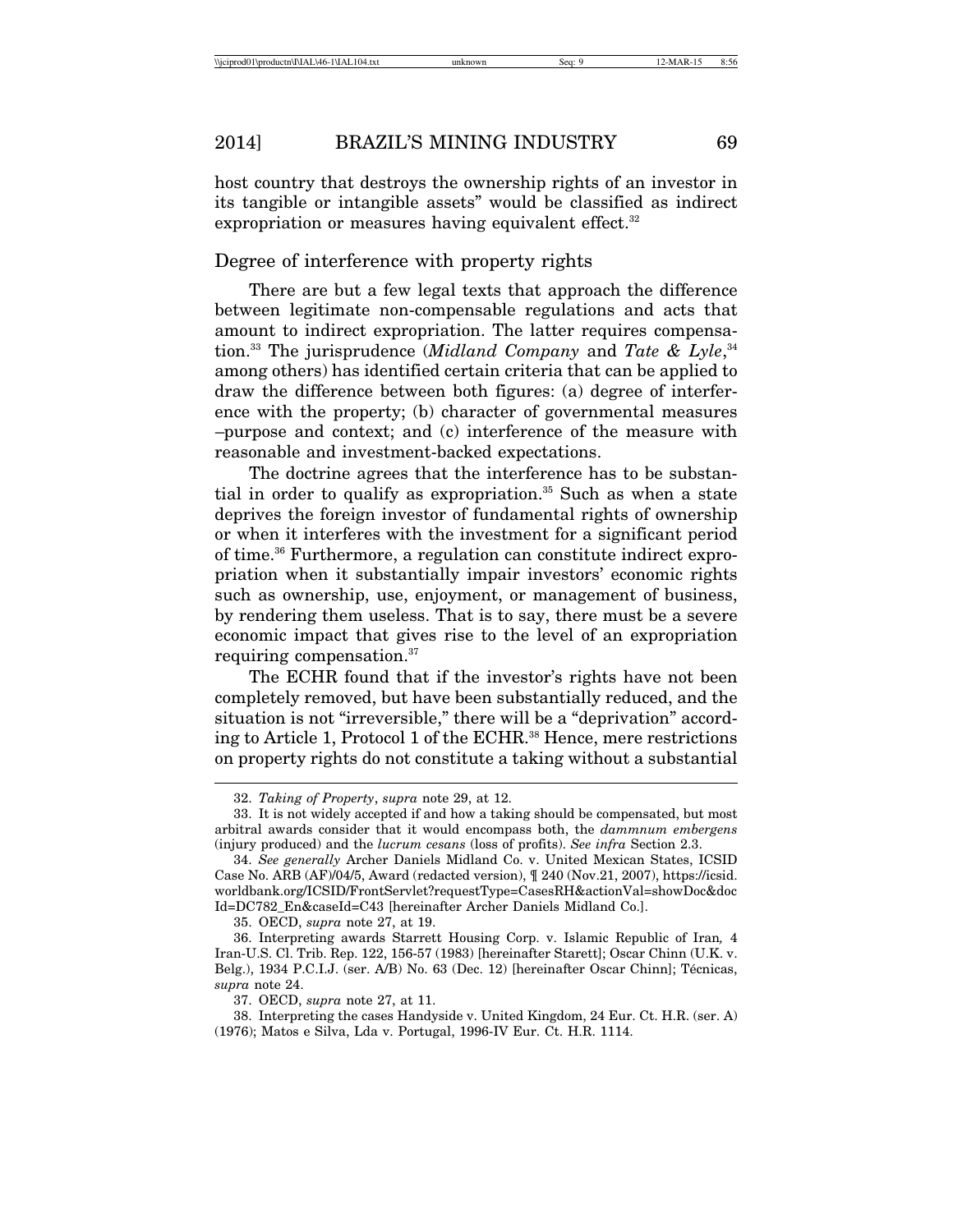host country that destroys the ownership rights of an investor in its tangible or intangible assets" would be classified as indirect expropriation or measures having equivalent effect.[32]

### Degree of interference with property rights

There are but a few legal texts that approach the difference between legitimate non-compensable regulations and acts that amount to indirect expropriation. The latter requires compensation.[33] The jurisprudence (*Midland Company* and *Tate & Lyle*,[34] among others) has identified certain criteria that can be applied to draw the difference between both figures: (a) degree of interference with the property; (b) character of governmental measures –purpose and context; and (c) interference of the measure with reasonable and investment-backed expectations.

The doctrine agrees that the interference has to be substantial in order to qualify as expropriation.[35] Such as when a state deprives the foreign investor of fundamental rights of ownership or when it interferes with the investment for a significant period of time.[36] Furthermore, a regulation can constitute indirect expropriation when it substantially impair investors' economic rights such as ownership, use, enjoyment, or management of business, by rendering them useless. That is to say, there must be a severe economic impact that gives rise to the level of an expropriation requiring compensation.[37]

The ECHR found that if the investor's rights have not been completely removed, but have been substantially reduced, and the situation is not "irreversible," there will be a "deprivation" according to Article 1, Protocol 1 of the ECHR.[38] Hence, mere restrictions on property rights do not constitute a taking without a substantial

---

32. *Taking of Property*, *supra* note 29, at 12.

33. It is not widely accepted if and how a taking should be compensated, but most arbitral awards consider that it would encompass both, the *dammnum embergens* (injury produced) and the *lucrum cesans* (loss of profits). *See infra* Section 2.3.

34. *See generally* Archer Daniels Midland Co. v. United Mexican States, ICSID Case No. ARB (AF)/04/5, Award (redacted version), ¶ 240 (Nov.21, 2007), https://icsid.worldbank.org/ICSID/FrontServlet?requestType=CasesRH&actionVal=showDoc&docId=DC782_En&caseId=C43 [hereinafter Archer Daniels Midland Co.].

35. OECD, *supra* note 27, at 19.

36. Interpreting awards Starrett Housing Corp. v. Islamic Republic of Iran*,* 4 Iran-U.S. Cl. Trib. Rep. 122, 156-57 (1983) [hereinafter Starett]; Oscar Chinn (U.K. v. Belg.), 1934 P.C.I.J. (ser. A/B) No. 63 (Dec. 12) [hereinafter Oscar Chinn]; Técnicas, *supra* note 24.

37. OECD, *supra* note 27, at 11.

38. Interpreting the cases Handyside v. United Kingdom, 24 Eur. Ct. H.R. (ser. A) (1976); Matos e Silva, Lda v. Portugal, 1996-IV Eur. Ct. H.R. 1114.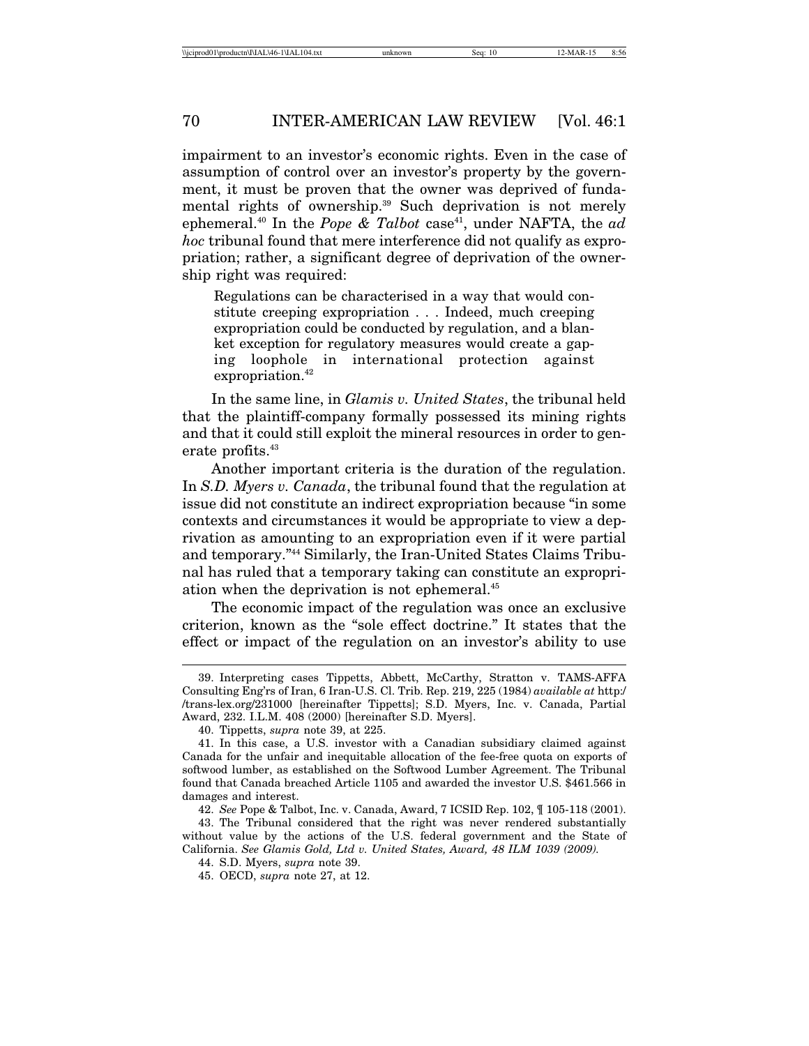impairment to an investor's economic rights. Even in the case of assumption of control over an investor's property by the government, it must be proven that the owner was deprived of fundamental rights of ownership.[39] Such deprivation is not merely ephemeral.[40] In the *Pope & Talbot* case[41], under NAFTA, the *ad hoc* tribunal found that mere interference did not qualify as expropriation; rather, a significant degree of deprivation of the ownership right was required:

> Regulations can be characterised in a way that would constitute creeping expropriation . . . Indeed, much creeping expropriation could be conducted by regulation, and a blanket exception for regulatory measures would create a gaping loophole in international protection against expropriation.[42]

In the same line, in *Glamis v. United States*, the tribunal held that the plaintiff-company formally possessed its mining rights and that it could still exploit the mineral resources in order to generate profits.[43]

Another important criteria is the duration of the regulation. In *S.D. Myers v. Canada*, the tribunal found that the regulation at issue did not constitute an indirect expropriation because "in some contexts and circumstances it would be appropriate to view a deprivation as amounting to an expropriation even if it were partial and temporary."[44] Similarly, the Iran-United States Claims Tribunal has ruled that a temporary taking can constitute an expropriation when the deprivation is not ephemeral.[45]

The economic impact of the regulation was once an exclusive criterion, known as the "sole effect doctrine." It states that the effect or impact of the regulation on an investor's ability to use

---

39. Interpreting cases Tippetts, Abbett, McCarthy, Stratton v. TAMS-AFFA Consulting Eng'rs of Iran, 6 Iran-U.S. Cl. Trib. Rep. 219, 225 (1984) *available at* http://trans-lex.org/231000 [hereinafter Tippetts]; S.D. Myers, Inc. v. Canada, Partial Award, 232. I.L.M. 408 (2000) [hereinafter S.D. Myers].

40. Tippetts, *supra* note 39, at 225.

41. In this case, a U.S. investor with a Canadian subsidiary claimed against Canada for the unfair and inequitable allocation of the fee-free quota on exports of softwood lumber, as established on the Softwood Lumber Agreement. The Tribunal found that Canada breached Article 1105 and awarded the investor U.S. $461.566 in damages and interest.

42. *See* Pope & Talbot, Inc. v. Canada, Award, 7 ICSID Rep. 102, ¶ 105-118 (2001).

43. The Tribunal considered that the right was never rendered substantially without value by the actions of the U.S. federal government and the State of California. *See Glamis Gold, Ltd v. United States, Award, 48 ILM 1039 (2009).*

44. S.D. Myers, *supra* note 39.

45. OECD, *supra* note 27, at 12.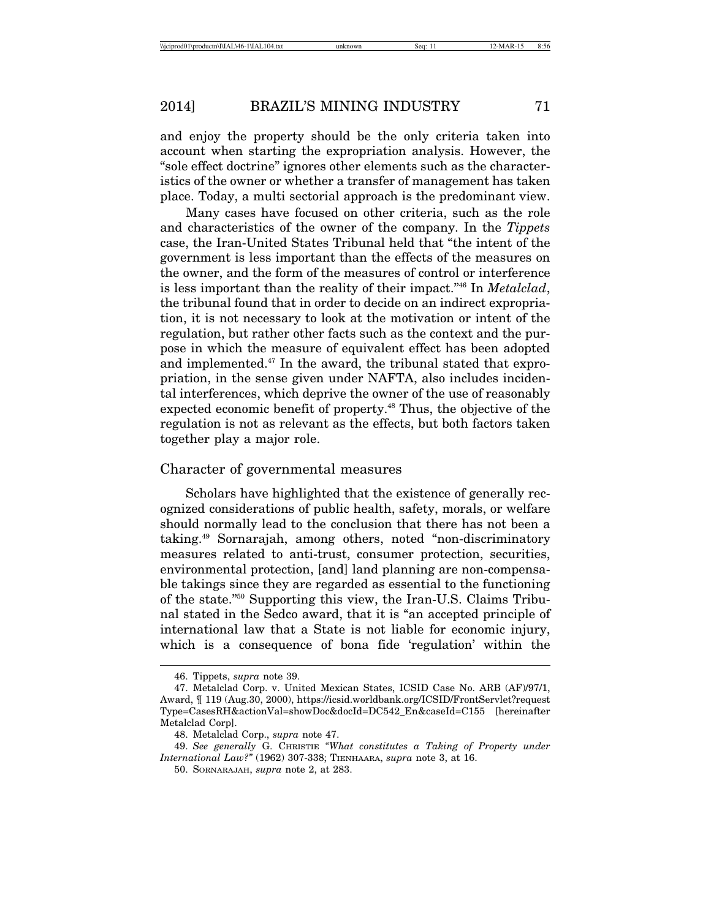and enjoy the property should be the only criteria taken into account when starting the expropriation analysis. However, the "sole effect doctrine" ignores other elements such as the characteristics of the owner or whether a transfer of management has taken place. Today, a multi sectorial approach is the predominant view.

Many cases have focused on other criteria, such as the role and characteristics of the owner of the company. In the *Tippets* case, the Iran-United States Tribunal held that "the intent of the government is less important than the effects of the measures on the owner, and the form of the measures of control or interference is less important than the reality of their impact."[46] In *Metalclad*, the tribunal found that in order to decide on an indirect expropriation, it is not necessary to look at the motivation or intent of the regulation, but rather other facts such as the context and the purpose in which the measure of equivalent effect has been adopted and implemented.[47] In the award, the tribunal stated that expropriation, in the sense given under NAFTA, also includes incidental interferences, which deprive the owner of the use of reasonably expected economic benefit of property.[48] Thus, the objective of the regulation is not as relevant as the effects, but both factors taken together play a major role.

## Character of governmental measures

Scholars have highlighted that the existence of generally recognized considerations of public health, safety, morals, or welfare should normally lead to the conclusion that there has not been a taking.[49] Sornarajah, among others, noted "non-discriminatory measures related to anti-trust, consumer protection, securities, environmental protection, [and] land planning are non-compensable takings since they are regarded as essential to the functioning of the state."[50] Supporting this view, the Iran-U.S. Claims Tribunal stated in the Sedco award, that it is "an accepted principle of international law that a State is not liable for economic injury, which is a consequence of bona fide 'regulation' within the

---

46. Tippets, *supra* note 39.

47. Metalclad Corp. v. United Mexican States, ICSID Case No. ARB (AF)/97/1, Award, ¶ 119 (Aug.30, 2000), https://icsid.worldbank.org/ICSID/FrontServlet?requestType=CasesRH&actionVal=showDoc&docId=DC542_En&caseId=C155 [hereinafter Metalclad Corp].

48. Metalclad Corp., *supra* note 47.

49. *See generally* G. Christie *"What constitutes a Taking of Property under International Law?"* (1962) 307-338; Tienhaara, *supra* note 3, at 16.

50. Sornarajah, *supra* note 2, at 283.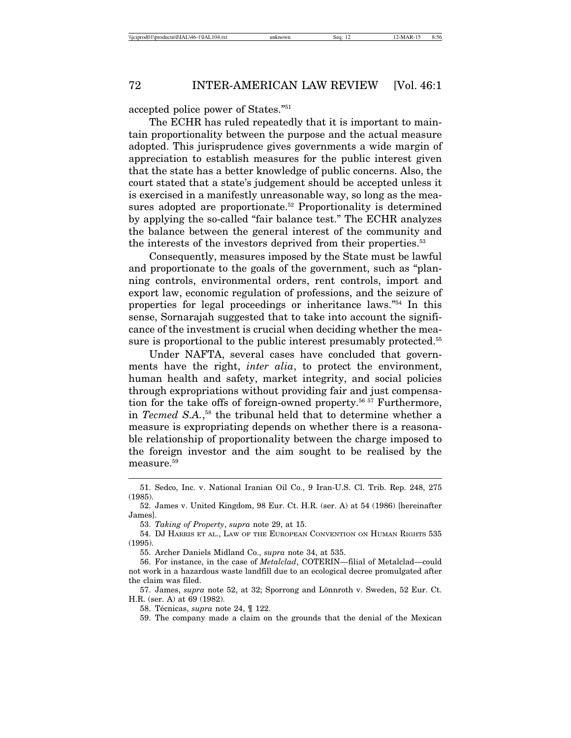accepted police power of States."[51]

The ECHR has ruled repeatedly that it is important to maintain proportionality between the purpose and the actual measure adopted. This jurisprudence gives governments a wide margin of appreciation to establish measures for the public interest given that the state has a better knowledge of public concerns. Also, the court stated that a state's judgement should be accepted unless it is exercised in a manifestly unreasonable way, so long as the measures adopted are proportionate.[52] Proportionality is determined by applying the so-called "fair balance test." The ECHR analyzes the balance between the general interest of the community and the interests of the investors deprived from their properties.[53]

Consequently, measures imposed by the State must be lawful and proportionate to the goals of the government, such as "planning controls, environmental orders, rent controls, import and export law, economic regulation of professions, and the seizure of properties for legal proceedings or inheritance laws."[54] In this sense, Sornarajah suggested that to take into account the significance of the investment is crucial when deciding whether the measure is proportional to the public interest presumably protected.[55]

Under NAFTA, several cases have concluded that governments have the right, *inter alia*, to protect the environment, human health and safety, market integrity, and social policies through expropriations without providing fair and just compensation for the take offs of foreign-owned property.[56] [57] Furthermore, in *Tecmed S.A.*,[58] the tribunal held that to determine whether a measure is expropriating depends on whether there is a reasonable relationship of proportionality between the charge imposed to the foreign investor and the aim sought to be realised by the measure.[59]

---

51. Sedco, Inc. v. National Iranian Oil Co., 9 Iran-U.S. Cl. Trib. Rep. 248, 275 (1985).

52. James v. United Kingdom, 98 Eur. Ct. H.R. (ser. A) at 54 (1986) [hereinafter James].

53. *Taking of Property*, *supra* note 29, at 15.

54. DJ HARRIS ET AL., LAW OF THE EUROPEAN CONVENTION ON HUMAN RIGHTS 535 (1995).

55. Archer Daniels Midland Co., *supra* note 34, at 535.

56. For instance, in the case of *Metalclad*, COTERIN—filial of Metalclad—could not work in a hazardous waste landfill due to an ecological decree promulgated after the claim was filed.

57. James, *supra* note 52, at 32; Sporrong and Lönnroth v. Sweden, 52 Eur. Ct. H.R. (ser. A) at 69 (1982).

58. Técnicas, *supra* note 24, ¶ 122.

59. The company made a claim on the grounds that the denial of the Mexican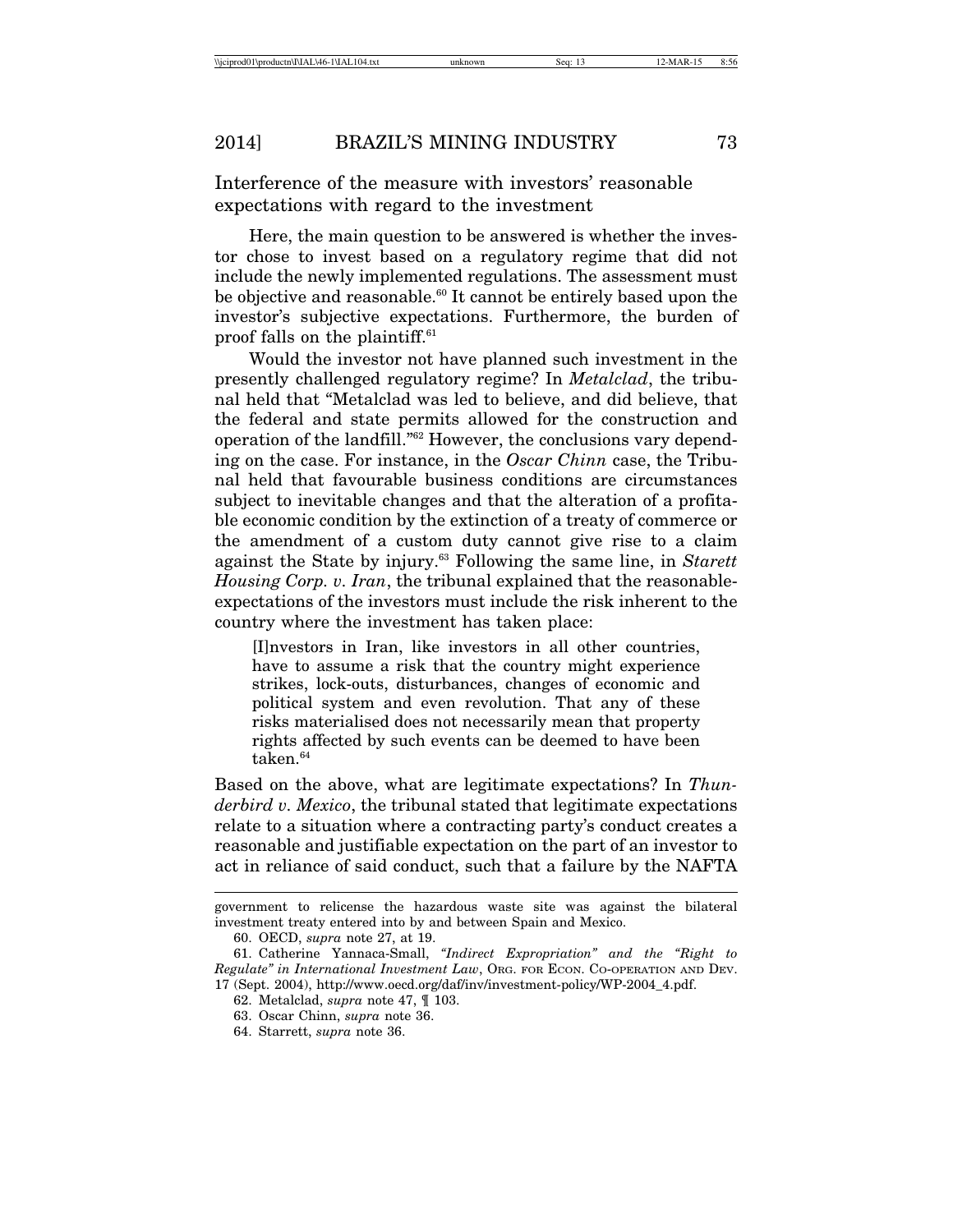Interference of the measure with investors' reasonable expectations with regard to the investment

Here, the main question to be answered is whether the investor chose to invest based on a regulatory regime that did not include the newly implemented regulations. The assessment must be objective and reasonable.[60] It cannot be entirely based upon the investor's subjective expectations. Furthermore, the burden of proof falls on the plaintiff.[61]

Would the investor not have planned such investment in the presently challenged regulatory regime? In *Metalclad*, the tribunal held that "Metalclad was led to believe, and did believe, that the federal and state permits allowed for the construction and operation of the landfill."[62] However, the conclusions vary depending on the case. For instance, in the *Oscar Chinn* case, the Tribunal held that favourable business conditions are circumstances subject to inevitable changes and that the alteration of a profitable economic condition by the extinction of a treaty of commerce or the amendment of a custom duty cannot give rise to a claim against the State by injury.[63] Following the same line, in *Starett Housing Corp. v. Iran*, the tribunal explained that the reasonable-expectations of the investors must include the risk inherent to the country where the investment has taken place:

> [I]nvestors in Iran, like investors in all other countries, have to assume a risk that the country might experience strikes, lock-outs, disturbances, changes of economic and political system and even revolution. That any of these risks materialised does not necessarily mean that property rights affected by such events can be deemed to have been taken.[64]

Based on the above, what are legitimate expectations? In *Thunderbird v. Mexico*, the tribunal stated that legitimate expectations relate to a situation where a contracting party's conduct creates a reasonable and justifiable expectation on the part of an investor to act in reliance of said conduct, such that a failure by the NAFTA

---

government to relicense the hazardous waste site was against the bilateral investment treaty entered into by and between Spain and Mexico.

60. OECD, *supra* note 27, at 19.

61. Catherine Yannaca-Small, *"Indirect Expropriation" and the "Right to Regulate" in International Investment Law*, ORG. FOR ECON. CO-OPERATION AND DEV. 17 (Sept. 2004), http://www.oecd.org/daf/inv/investment-policy/WP-2004_4.pdf.

62. Metalclad, *supra* note 47, ¶ 103.

63. Oscar Chinn, *supra* note 36.

64. Starrett, *supra* note 36.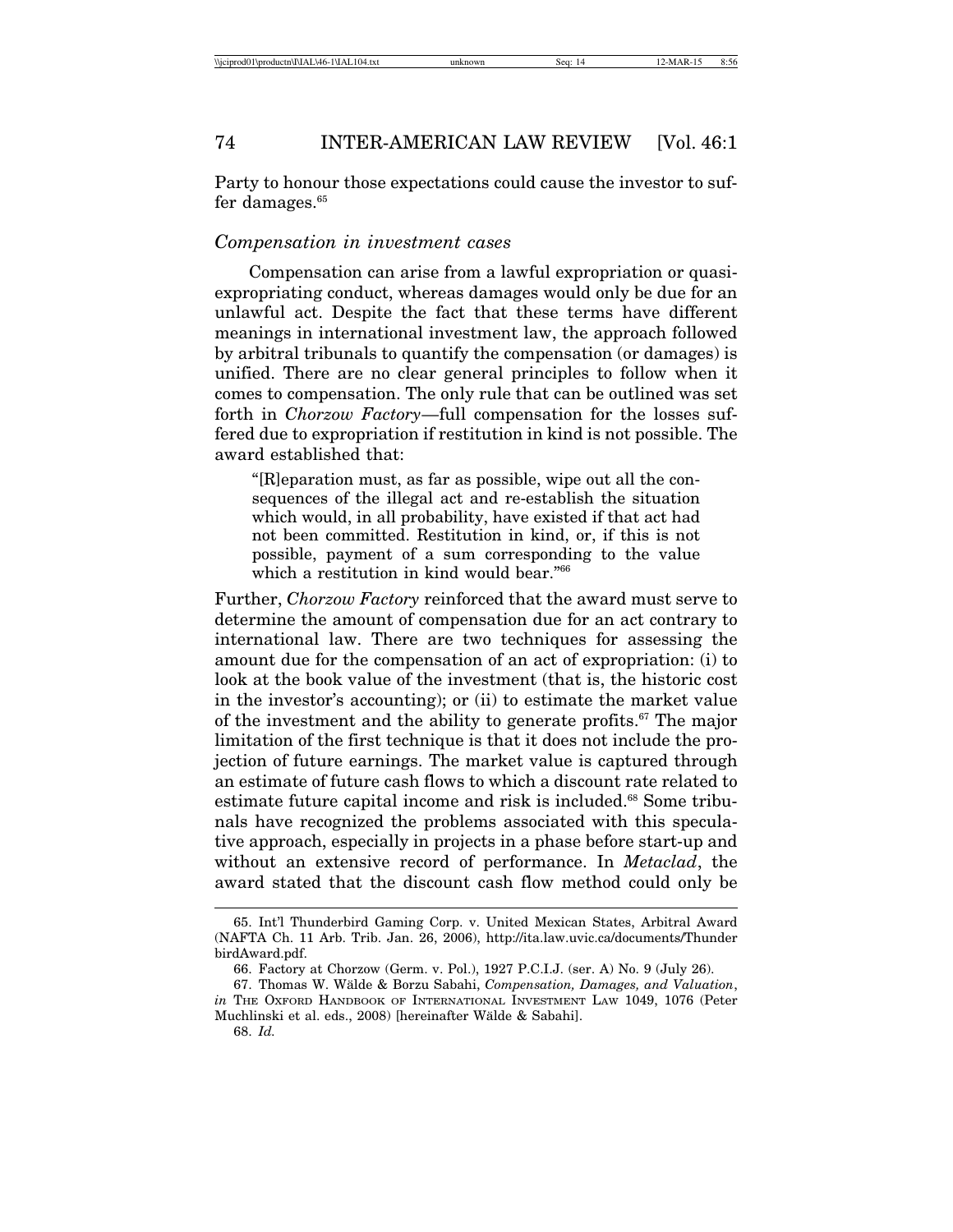Party to honour those expectations could cause the investor to suffer damages.[65]

### *Compensation in investment cases*

Compensation can arise from a lawful expropriation or quasi-expropriating conduct, whereas damages would only be due for an unlawful act. Despite the fact that these terms have different meanings in international investment law, the approach followed by arbitral tribunals to quantify the compensation (or damages) is unified. There are no clear general principles to follow when it comes to compensation. The only rule that can be outlined was set forth in *Chorzow Factory*—full compensation for the losses suffered due to expropriation if restitution in kind is not possible. The award established that:

> "[R]eparation must, as far as possible, wipe out all the consequences of the illegal act and re-establish the situation which would, in all probability, have existed if that act had not been committed. Restitution in kind, or, if this is not possible, payment of a sum corresponding to the value which a restitution in kind would bear."[66]

Further, *Chorzow Factory* reinforced that the award must serve to determine the amount of compensation due for an act contrary to international law. There are two techniques for assessing the amount due for the compensation of an act of expropriation: (i) to look at the book value of the investment (that is, the historic cost in the investor's accounting); or (ii) to estimate the market value of the investment and the ability to generate profits.[67] The major limitation of the first technique is that it does not include the projection of future earnings. The market value is captured through an estimate of future cash flows to which a discount rate related to estimate future capital income and risk is included.[68] Some tribunals have recognized the problems associated with this speculative approach, especially in projects in a phase before start-up and without an extensive record of performance. In *Metaclad*, the award stated that the discount cash flow method could only be

---

65. Int'l Thunderbird Gaming Corp. v. United Mexican States, Arbitral Award (NAFTA Ch. 11 Arb. Trib. Jan. 26, 2006), http://ita.law.uvic.ca/documents/ThunderbirdAward.pdf.

66. Factory at Chorzow (Germ. v. Pol.), 1927 P.C.I.J. (ser. A) No. 9 (July 26).

67. Thomas W. Wälde & Borzu Sabahi, *Compensation, Damages, and Valuation*, *in* THE OXFORD HANDBOOK OF INTERNATIONAL INVESTMENT LAW 1049, 1076 (Peter Muchlinski et al. eds., 2008) [hereinafter Wälde & Sabahi].

68. *Id.*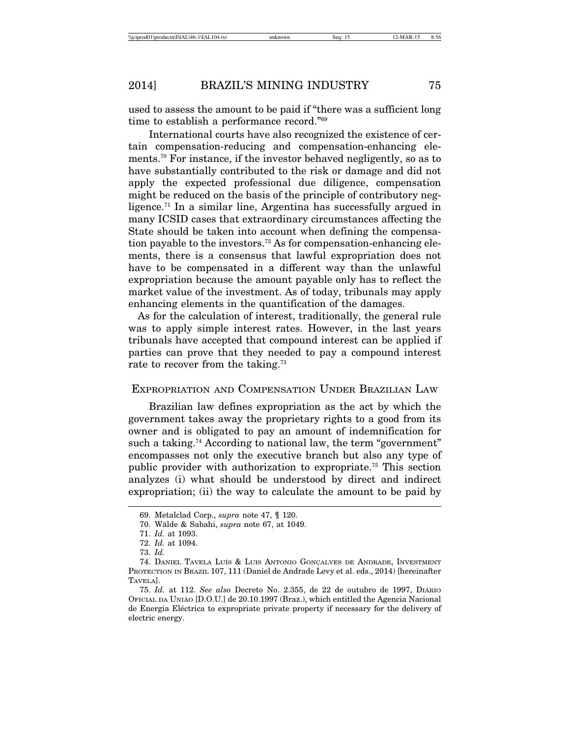used to assess the amount to be paid if "there was a sufficient long time to establish a performance record."[69]

International courts have also recognized the existence of certain compensation-reducing and compensation-enhancing elements.[70] For instance, if the investor behaved negligently, so as to have substantially contributed to the risk or damage and did not apply the expected professional due diligence, compensation might be reduced on the basis of the principle of contributory negligence.[71] In a similar line, Argentina has successfully argued in many ICSID cases that extraordinary circumstances affecting the State should be taken into account when defining the compensation payable to the investors.[72] As for compensation-enhancing elements, there is a consensus that lawful expropriation does not have to be compensated in a different way than the unlawful expropriation because the amount payable only has to reflect the market value of the investment. As of today, tribunals may apply enhancing elements in the quantification of the damages.

As for the calculation of interest, traditionally, the general rule was to apply simple interest rates. However, in the last years tribunals have accepted that compound interest can be applied if parties can prove that they needed to pay a compound interest rate to recover from the taking.[73]

## Expropriation and Compensation Under Brazilian Law

Brazilian law defines expropriation as the act by which the government takes away the proprietary rights to a good from its owner and is obligated to pay an amount of indemnification for such a taking.[74] According to national law, the term "government" encompasses not only the executive branch but also any type of public provider with authorization to expropriate.[75] This section analyzes (i) what should be understood by direct and indirect expropriation; (ii) the way to calculate the amount to be paid by

---

69. Metalclad Corp., *supra* note 47, ¶ 120.

70. Wälde & Sabahi, *supra* note 67, at 1049.

71. *Id.* at 1093.

72. *Id.* at 1094.

73. *Id.*

74. Daniel Tavela Luís & Luis Antonio Gonçalves de Andrade, Investment Protection in Brazil 107, 111 (Daniel de Andrade Levy et al. eds., 2014) [hereinafter Tavela].

75. *Id.* at 112. *See also* Decreto No. 2.355, de 22 de outubro de 1997, Diário Oficial da União [D.O.U.] de 20.10.1997 (Braz.), which entitled the Agencia Nacional de Energia Eléctrica to expropriate private property if necessary for the delivery of electric energy.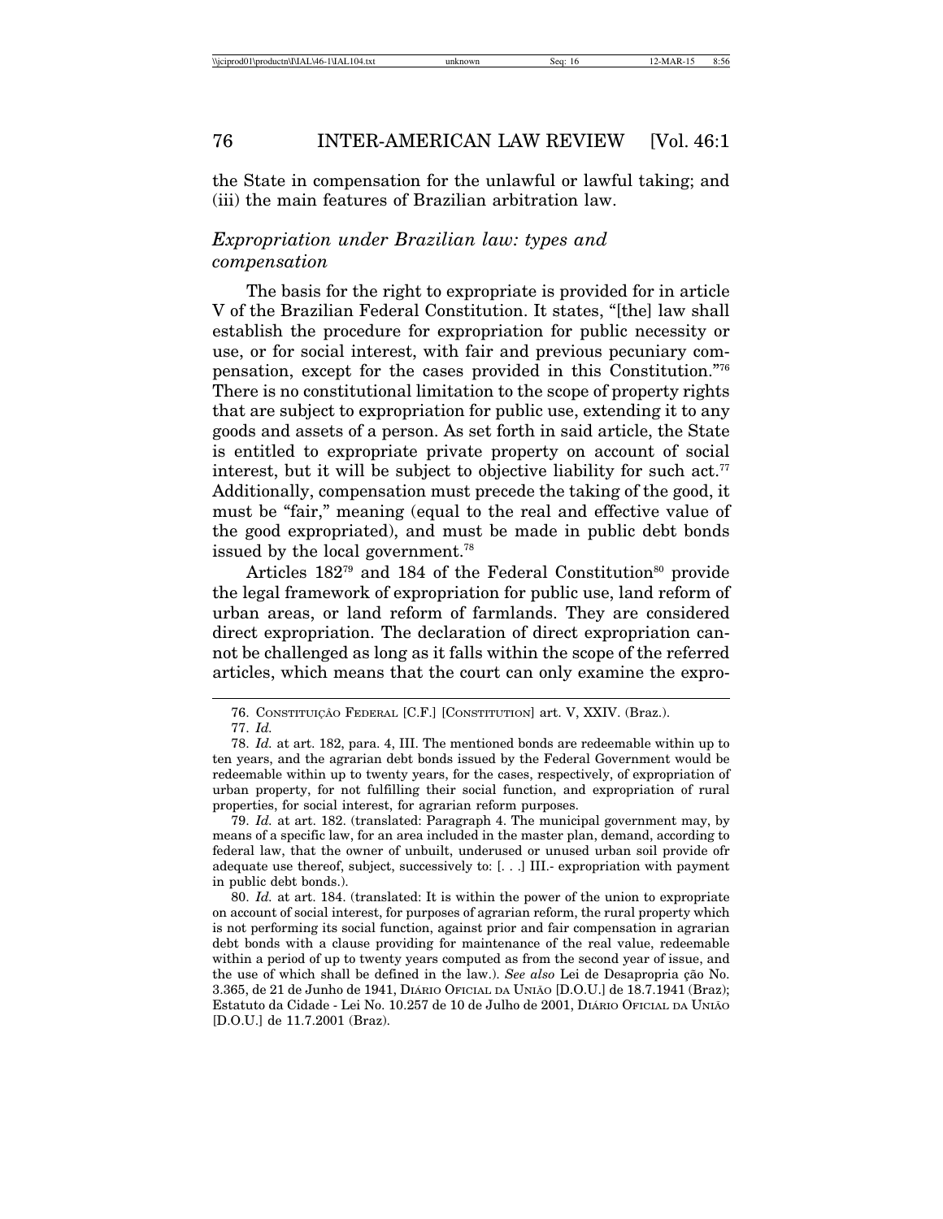the State in compensation for the unlawful or lawful taking; and (iii) the main features of Brazilian arbitration law.

### *Expropriation under Brazilian law: types and compensation*

The basis for the right to expropriate is provided for in article V of the Brazilian Federal Constitution. It states, "[the] law shall establish the procedure for expropriation for public necessity or use, or for social interest, with fair and previous pecuniary compensation, except for the cases provided in this Constitution."[76] There is no constitutional limitation to the scope of property rights that are subject to expropriation for public use, extending it to any goods and assets of a person. As set forth in said article, the State is entitled to expropriate private property on account of social interest, but it will be subject to objective liability for such act.[77] Additionally, compensation must precede the taking of the good, it must be "fair," meaning (equal to the real and effective value of the good expropriated), and must be made in public debt bonds issued by the local government.[78]

Articles 182[79] and 184 of the Federal Constitution[80] provide the legal framework of expropriation for public use, land reform of urban areas, or land reform of farmlands. They are considered direct expropriation. The declaration of direct expropriation cannot be challenged as long as it falls within the scope of the referred articles, which means that the court can only examine the expro-

---

76. CONSTITUIÇÃO FEDERAL [C.F.] [CONSTITUTION] art. V, XXIV. (Braz.).

77. *Id.*

78. *Id.* at art. 182, para. 4, III. The mentioned bonds are redeemable within up to ten years, and the agrarian debt bonds issued by the Federal Government would be redeemable within up to twenty years, for the cases, respectively, of expropriation of urban property, for not fulfilling their social function, and expropriation of rural properties, for social interest, for agrarian reform purposes.

79. *Id.* at art. 182. (translated: Paragraph 4. The municipal government may, by means of a specific law, for an area included in the master plan, demand, according to federal law, that the owner of unbuilt, underused or unused urban soil provide ofr adequate use thereof, subject, successively to: [. . .] III.- expropriation with payment in public debt bonds.).

80. *Id.* at art. 184. (translated: It is within the power of the union to expropriate on account of social interest, for purposes of agrarian reform, the rural property which is not performing its social function, against prior and fair compensation in agrarian debt bonds with a clause providing for maintenance of the real value, redeemable within a period of up to twenty years computed as from the second year of issue, and the use of which shall be defined in the law.). *See also* Lei de Desapropria ção No. 3.365, de 21 de Junho de 1941, DIÁRIO OFICIAL DA UNIÃO [D.O.U.] de 18.7.1941 (Braz); Estatuto da Cidade - Lei No. 10.257 de 10 de Julho de 2001, DIÁRIO OFICIAL DA UNIÃO [D.O.U.] de 11.7.2001 (Braz).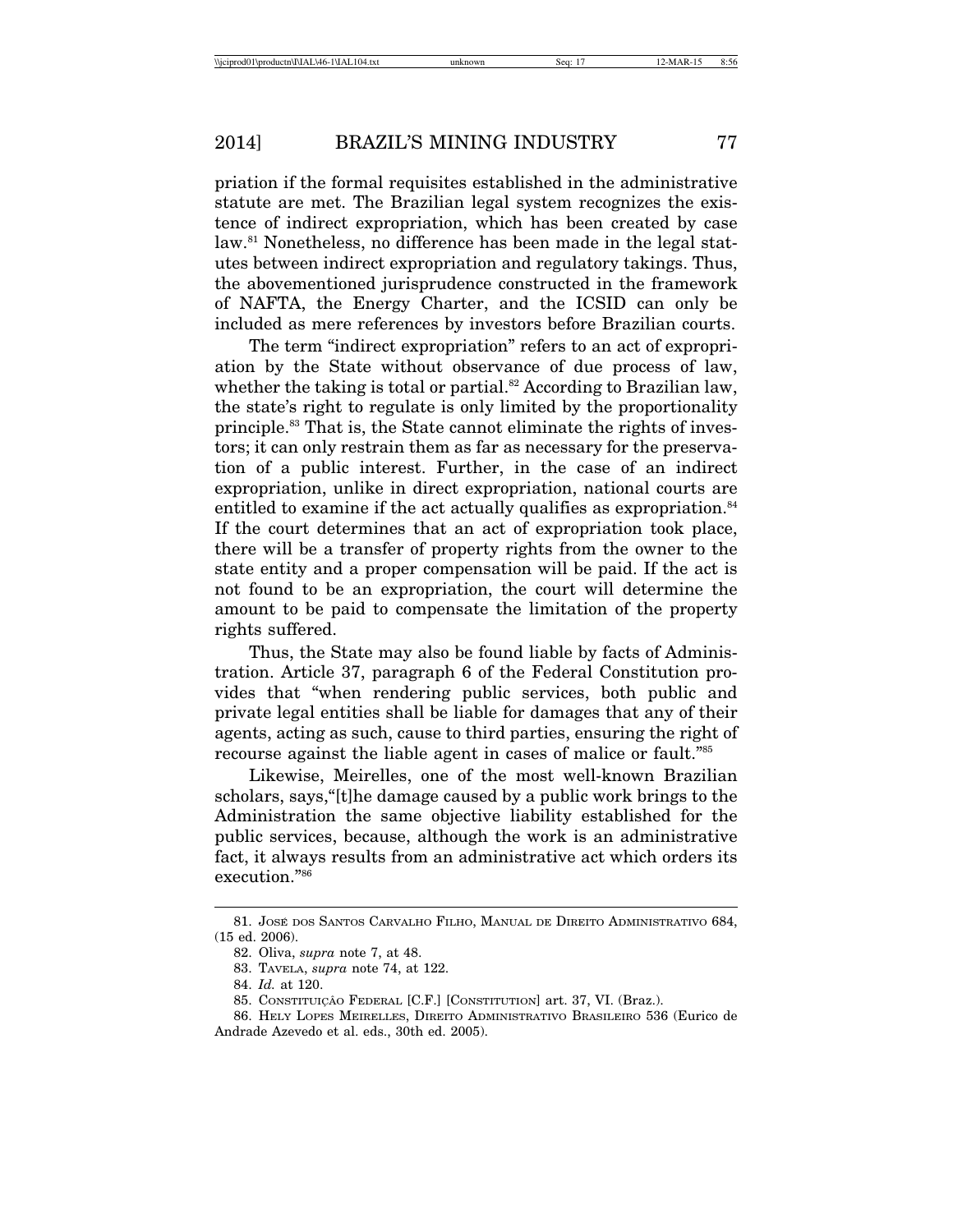priation if the formal requisites established in the administrative statute are met. The Brazilian legal system recognizes the existence of indirect expropriation, which has been created by case law.[81] Nonetheless, no difference has been made in the legal statutes between indirect expropriation and regulatory takings. Thus, the abovementioned jurisprudence constructed in the framework of NAFTA, the Energy Charter, and the ICSID can only be included as mere references by investors before Brazilian courts.

The term "indirect expropriation" refers to an act of expropriation by the State without observance of due process of law, whether the taking is total or partial.[82] According to Brazilian law, the state's right to regulate is only limited by the proportionality principle.[83] That is, the State cannot eliminate the rights of investors; it can only restrain them as far as necessary for the preservation of a public interest. Further, in the case of an indirect expropriation, unlike in direct expropriation, national courts are entitled to examine if the act actually qualifies as expropriation.[84] If the court determines that an act of expropriation took place, there will be a transfer of property rights from the owner to the state entity and a proper compensation will be paid. If the act is not found to be an expropriation, the court will determine the amount to be paid to compensate the limitation of the property rights suffered.

Thus, the State may also be found liable by facts of Administration. Article 37, paragraph 6 of the Federal Constitution provides that "when rendering public services, both public and private legal entities shall be liable for damages that any of their agents, acting as such, cause to third parties, ensuring the right of recourse against the liable agent in cases of malice or fault."[85]

Likewise, Meirelles, one of the most well-known Brazilian scholars, says,"[t]he damage caused by a public work brings to the Administration the same objective liability established for the public services, because, although the work is an administrative fact, it always results from an administrative act which orders its execution."[86]

---

81. José dos Santos Carvalho Filho, Manual de Direito Administrativo 684, (15 ed. 2006).

82. Oliva, *supra* note 7, at 48.

83. Tavela, *supra* note 74, at 122.

84. *Id.* at 120.

85. Constituição Federal [C.F.] [Constitution] art. 37, VI. (Braz.).

86. Hely Lopes Meirelles, Direito Administrativo Brasileiro 536 (Eurico de Andrade Azevedo et al. eds., 30th ed. 2005).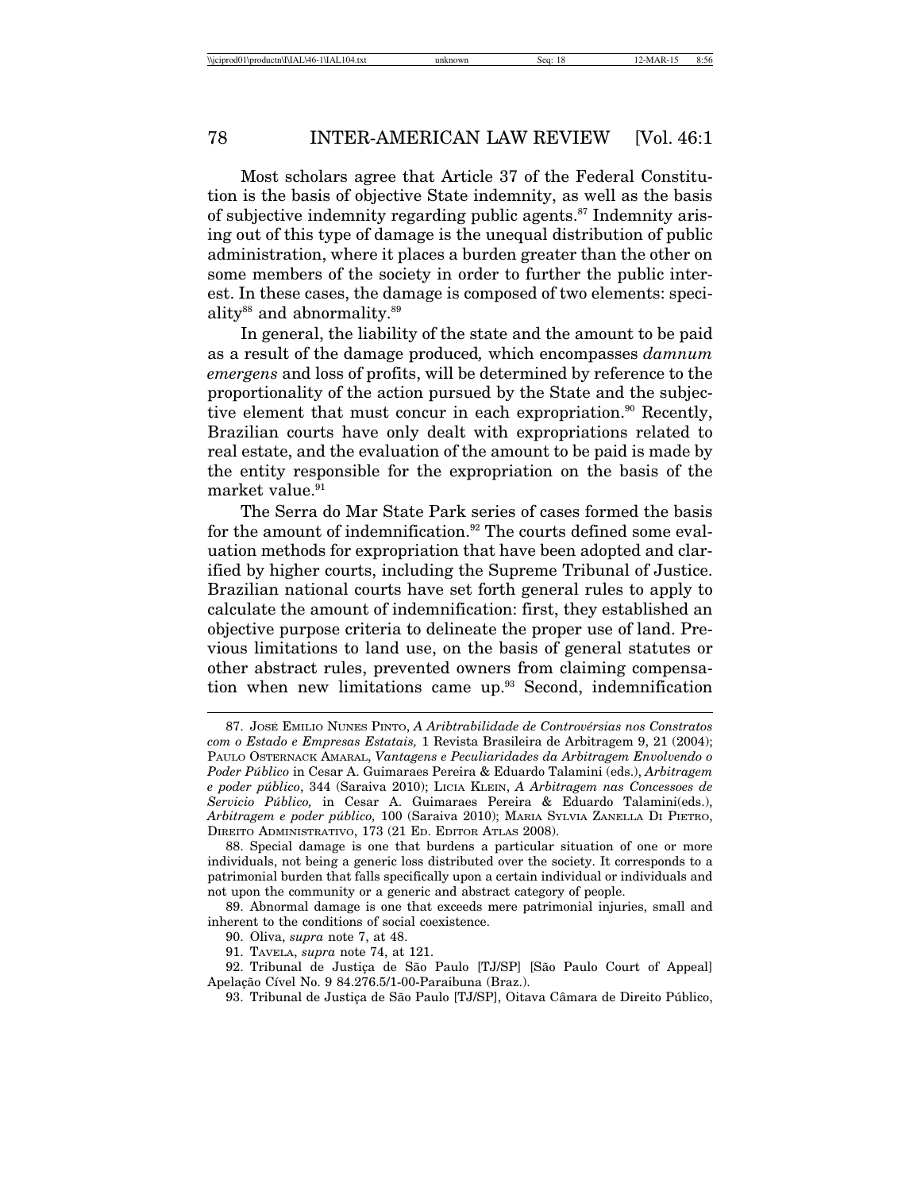Most scholars agree that Article 37 of the Federal Constitution is the basis of objective State indemnity, as well as the basis of subjective indemnity regarding public agents.[87] Indemnity arising out of this type of damage is the unequal distribution of public administration, where it places a burden greater than the other on some members of the society in order to further the public interest. In these cases, the damage is composed of two elements: speciality[88] and abnormality.[89]

In general, the liability of the state and the amount to be paid as a result of the damage produced*,* which encompasses *damnum emergens* and loss of profits, will be determined by reference to the proportionality of the action pursued by the State and the subjective element that must concur in each expropriation.[90] Recently, Brazilian courts have only dealt with expropriations related to real estate, and the evaluation of the amount to be paid is made by the entity responsible for the expropriation on the basis of the market value.[91]

The Serra do Mar State Park series of cases formed the basis for the amount of indemnification.[92] The courts defined some evaluation methods for expropriation that have been adopted and clarified by higher courts, including the Supreme Tribunal of Justice. Brazilian national courts have set forth general rules to apply to calculate the amount of indemnification: first, they established an objective purpose criteria to delineate the proper use of land. Previous limitations to land use, on the basis of general statutes or other abstract rules, prevented owners from claiming compensation when new limitations came up.[93] Second, indemnification

---

87. José Emilio Nunes Pinto, *A Aribtrabilidade de Controvérsias nos Constratos com o Estado e Empresas Estatais,* 1 Revista Brasileira de Arbitragem 9, 21 (2004); Paulo Osternack Amaral, *Vantagens e Peculiaridades da Arbitragem Envolvendo o Poder Público* in Cesar A. Guimaraes Pereira & Eduardo Talamini (eds.), *Arbitragem e poder público*, 344 (Saraiva 2010); Licia Klein, *A Arbitragem nas Concessoes de Servicio Público,* in Cesar A. Guimaraes Pereira & Eduardo Talamini(eds.), *Arbitragem e poder público,* 100 (Saraiva 2010); Maria Sylvia Zanella Di Pietro, Direito Administrativo, 173 (21 Ed. Editor Atlas 2008).

88. Special damage is one that burdens a particular situation of one or more individuals, not being a generic loss distributed over the society. It corresponds to a patrimonial burden that falls specifically upon a certain individual or individuals and not upon the community or a generic and abstract category of people.

89. Abnormal damage is one that exceeds mere patrimonial injuries, small and inherent to the conditions of social coexistence.

90. Oliva, *supra* note 7, at 48.

91. Tavela, *supra* note 74, at 121.

92. Tribunal de Justiça de São Paulo [TJ/SP] [São Paulo Court of Appeal] Apelação Cível No. 9 84.276.5/1-00-Paraibuna (Braz.).

93. Tribunal de Justiça de São Paulo [TJ/SP], Oitava Câmara de Direito Público,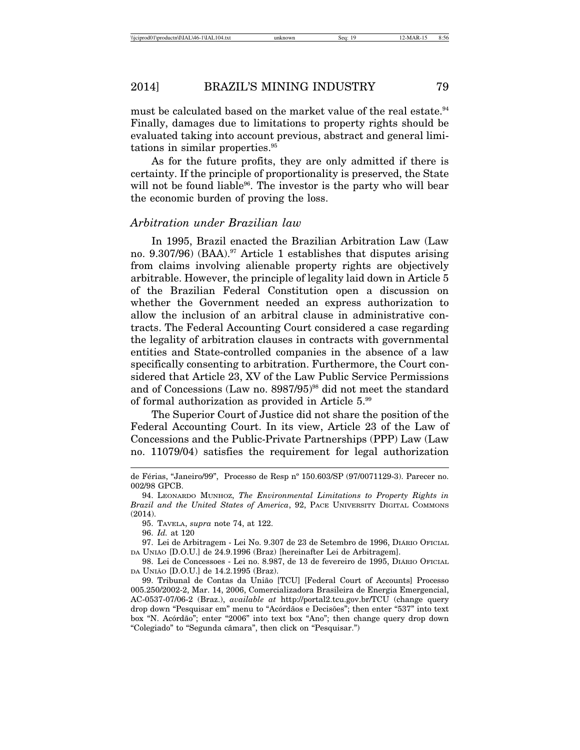must be calculated based on the market value of the real estate.[94] Finally, damages due to limitations to property rights should be evaluated taking into account previous, abstract and general limitations in similar properties.[95]

As for the future profits, they are only admitted if there is certainty. If the principle of proportionality is preserved, the State will not be found liable[96]. The investor is the party who will bear the economic burden of proving the loss.

### *Arbitration under Brazilian law*

In 1995, Brazil enacted the Brazilian Arbitration Law (Law no. 9.307/96) (BAA).[97] Article 1 establishes that disputes arising from claims involving alienable property rights are objectively arbitrable. However, the principle of legality laid down in Article 5 of the Brazilian Federal Constitution open a discussion on whether the Government needed an express authorization to allow the inclusion of an arbitral clause in administrative contracts. The Federal Accounting Court considered a case regarding the legality of arbitration clauses in contracts with governmental entities and State-controlled companies in the absence of a law specifically consenting to arbitration. Furthermore, the Court considered that Article 23, XV of the Law Public Service Permissions and of Concessions (Law no. 8987/95)[98] did not meet the standard of formal authorization as provided in Article 5.[99]

The Superior Court of Justice did not share the position of the Federal Accounting Court. In its view, Article 23 of the Law of Concessions and the Public-Private Partnerships (PPP) Law (Law no. 11079/04) satisfies the requirement for legal authorization

---

de Férias, "Janeiro/99", Processo de Resp nº 150.603/SP (97/0071129-3). Parecer no. 002/98 GPCB.

94. LEONARDO MUNHOZ, *The Environmental Limitations to Property Rights in Brazil and the United States of America*, 92, PACE UNIVERSITY DIGITAL COMMONS (2014).

95. TAVELA, *supra* note 74, at 122.

96. *Id.* at 120

97. Lei de Arbitragem - Lei No. 9.307 de 23 de Setembro de 1996, DIÁRIO OFICIAL DA UNIÃO [D.O.U.] de 24.9.1996 (Braz) [hereinafter Lei de Arbitragem].

98. Lei de Concessoes - Lei no. 8.987, de 13 de fevereiro de 1995, DIÁRIO OFICIAL DA UNIÃO [D.O.U.] de 14.2.1995 (Braz).

99. Tribunal de Contas da União [TCU] [Federal Court of Accounts] Processo 005.250/2002-2, Mar. 14, 2006, Comercializadora Brasileira de Energia Emergencial, AC-0537-07/06-2 (Braz.), *available at* http://portal2.tcu.gov.br/TCU (change query drop down "Pesquisar em" menu to "Acórdãos e Decisões"; then enter "537" into text box "N. Acórdão"; enter "2006" into text box "Ano"; then change query drop down "Colegiado" to "Segunda câmara", then click on "Pesquisar.")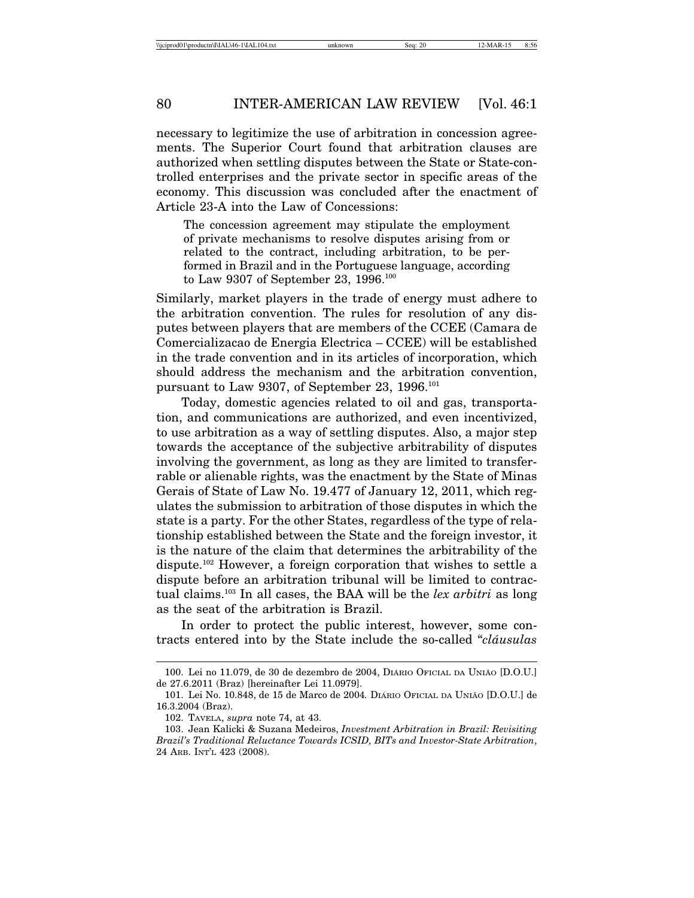necessary to legitimize the use of arbitration in concession agreements. The Superior Court found that arbitration clauses are authorized when settling disputes between the State or State-controlled enterprises and the private sector in specific areas of the economy. This discussion was concluded after the enactment of Article 23-A into the Law of Concessions:

> The concession agreement may stipulate the employment of private mechanisms to resolve disputes arising from or related to the contract, including arbitration, to be performed in Brazil and in the Portuguese language, according to Law 9307 of September 23, 1996.[100]

Similarly, market players in the trade of energy must adhere to the arbitration convention. The rules for resolution of any disputes between players that are members of the CCEE (Camara de Comercializacao de Energia Electrica – CCEE) will be established in the trade convention and in its articles of incorporation, which should address the mechanism and the arbitration convention, pursuant to Law 9307, of September 23, 1996.[101]

Today, domestic agencies related to oil and gas, transportation, and communications are authorized, and even incentivized, to use arbitration as a way of settling disputes. Also, a major step towards the acceptance of the subjective arbitrability of disputes involving the government, as long as they are limited to transferrable or alienable rights, was the enactment by the State of Minas Gerais of State of Law No. 19.477 of January 12, 2011, which regulates the submission to arbitration of those disputes in which the state is a party. For the other States, regardless of the type of relationship established between the State and the foreign investor, it is the nature of the claim that determines the arbitrability of the dispute.[102] However, a foreign corporation that wishes to settle a dispute before an arbitration tribunal will be limited to contractual claims.[103] In all cases, the BAA will be the *lex arbitri* as long as the seat of the arbitration is Brazil.

In order to protect the public interest, however, some contracts entered into by the State include the so-called "*cláusulas*

---

100. Lei no 11.079, de 30 de dezembro de 2004, DIÁRIO OFICIAL DA UNIÃO [D.O.U.] de 27.6.2011 (Braz) [hereinafter Lei 11.0979].

101. Lei No. 10.848, de 15 de Marco de 2004. DIÁRIO OFICIAL DA UNIÃO [D.O.U.] de 16.3.2004 (Braz).

102. TAVELA, *supra* note 74, at 43.

103. Jean Kalicki & Suzana Medeiros, *Investment Arbitration in Brazil: Revisiting Brazil's Traditional Reluctance Towards ICSID, BITs and Investor-State Arbitration*, 24 ARB. INT'L 423 (2008).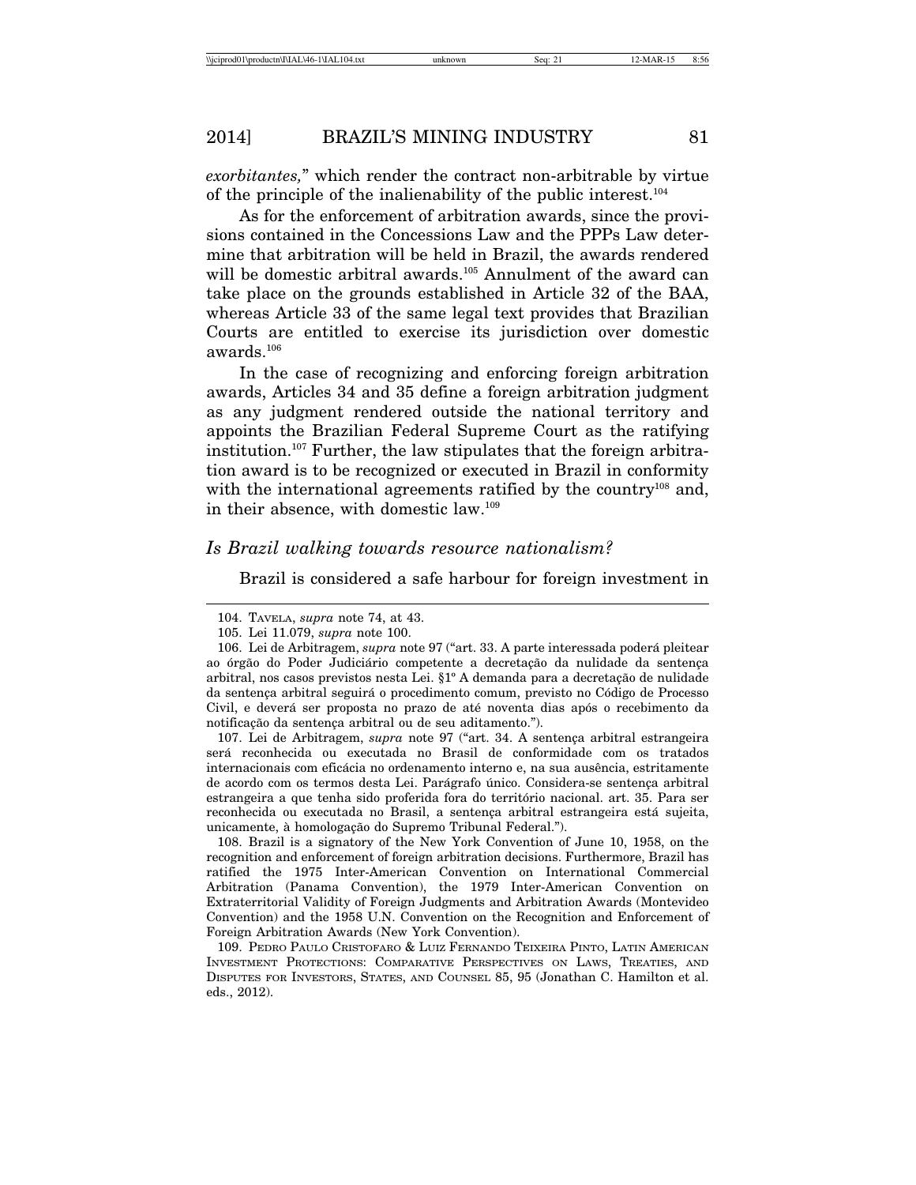*exorbitantes,*" which render the contract non-arbitrable by virtue of the principle of the inalienability of the public interest.[104]

As for the enforcement of arbitration awards, since the provisions contained in the Concessions Law and the PPPs Law determine that arbitration will be held in Brazil, the awards rendered will be domestic arbitral awards.[105] Annulment of the award can take place on the grounds established in Article 32 of the BAA, whereas Article 33 of the same legal text provides that Brazilian Courts are entitled to exercise its jurisdiction over domestic awards.[106]

In the case of recognizing and enforcing foreign arbitration awards, Articles 34 and 35 define a foreign arbitration judgment as any judgment rendered outside the national territory and appoints the Brazilian Federal Supreme Court as the ratifying institution.[107] Further, the law stipulates that the foreign arbitration award is to be recognized or executed in Brazil in conformity with the international agreements ratified by the country[108] and, in their absence, with domestic law.[109]

### *Is Brazil walking towards resource nationalism?*

Brazil is considered a safe harbour for foreign investment in

---

104. TAVELA, *supra* note 74, at 43.

105. Lei 11.079, *supra* note 100.

106. Lei de Arbitragem, *supra* note 97 ("art. 33. A parte interessada poderá pleitear ao órgão do Poder Judiciário competente a decretação da nulidade da sentença arbitral, nos casos previstos nesta Lei. §1º A demanda para a decretação de nulidade da sentença arbitral seguirá o procedimento comum, previsto no Código de Processo Civil, e deverá ser proposta no prazo de até noventa dias após o recebimento da notificação da sentença arbitral ou de seu aditamento.").

107. Lei de Arbitragem, *supra* note 97 ("art. 34. A sentença arbitral estrangeira será reconhecida ou executada no Brasil de conformidade com os tratados internacionais com eficácia no ordenamento interno e, na sua ausência, estritamente de acordo com os termos desta Lei. Parágrafo único. Considera-se sentença arbitral estrangeira a que tenha sido proferida fora do território nacional. art. 35. Para ser reconhecida ou executada no Brasil, a sentença arbitral estrangeira está sujeita, unicamente, à homologação do Supremo Tribunal Federal.").

108. Brazil is a signatory of the New York Convention of June 10, 1958, on the recognition and enforcement of foreign arbitration decisions. Furthermore, Brazil has ratified the 1975 Inter-American Convention on International Commercial Arbitration (Panama Convention), the 1979 Inter-American Convention on Extraterritorial Validity of Foreign Judgments and Arbitration Awards (Montevideo Convention) and the 1958 U.N. Convention on the Recognition and Enforcement of Foreign Arbitration Awards (New York Convention).

109. PEDRO PAULO CRISTOFARO & LUIZ FERNANDO TEIXEIRA PINTO, LATIN AMERICAN INVESTMENT PROTECTIONS: COMPARATIVE PERSPECTIVES ON LAWS, TREATIES, AND DISPUTES FOR INVESTORS, STATES, AND COUNSEL 85, 95 (Jonathan C. Hamilton et al. eds., 2012).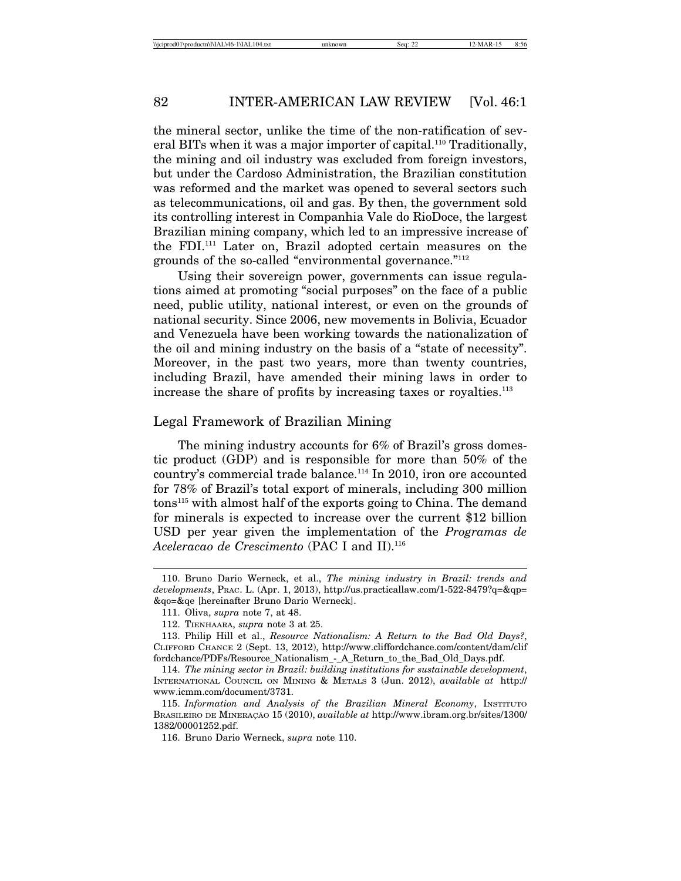the mineral sector, unlike the time of the non-ratification of several BITs when it was a major importer of capital.[110] Traditionally, the mining and oil industry was excluded from foreign investors, but under the Cardoso Administration, the Brazilian constitution was reformed and the market was opened to several sectors such as telecommunications, oil and gas. By then, the government sold its controlling interest in Companhia Vale do RioDoce, the largest Brazilian mining company, which led to an impressive increase of the FDI.[111] Later on, Brazil adopted certain measures on the grounds of the so-called "environmental governance."[112]

Using their sovereign power, governments can issue regulations aimed at promoting "social purposes" on the face of a public need, public utility, national interest, or even on the grounds of national security. Since 2006, new movements in Bolivia, Ecuador and Venezuela have been working towards the nationalization of the oil and mining industry on the basis of a "state of necessity". Moreover, in the past two years, more than twenty countries, including Brazil, have amended their mining laws in order to increase the share of profits by increasing taxes or royalties.[113]

## Legal Framework of Brazilian Mining

The mining industry accounts for 6% of Brazil's gross domestic product (GDP) and is responsible for more than 50% of the country's commercial trade balance.[114] In 2010, iron ore accounted for 78% of Brazil's total export of minerals, including 300 million tons[115] with almost half of the exports going to China. The demand for minerals is expected to increase over the current $12 billion USD per year given the implementation of the *Programas de Aceleracao de Crescimento* (PAC I and II).[116]

---

110. Bruno Dario Werneck, et al., *The mining industry in Brazil: trends and developments*, PRAC. L. (Apr. 1, 2013), http://us.practicallaw.com/1-522-8479?q=&qp=&qo=&qe [hereinafter Bruno Dario Werneck].

111. Oliva, *supra* note 7, at 48.

112. TIENHAARA, *supra* note 3 at 25.

113. Philip Hill et al., *Resource Nationalism: A Return to the Bad Old Days?*, CLIFFORD CHANCE 2 (Sept. 13, 2012), http://www.cliffordchance.com/content/dam/cliffordchance/PDFs/Resource_Nationalism_-_A_Return_to_the_Bad_Old_Days.pdf.

114. *The mining sector in Brazil: building institutions for sustainable development*, INTERNATIONAL COUNCIL ON MINING & METALS 3 (Jun. 2012), *available at* http://www.icmm.com/document/3731.

115. *Information and Analysis of the Brazilian Mineral Economy*, INSTITUTO BRASILEIRO DE MINERAÇÃO 15 (2010), *available at* http://www.ibram.org.br/sites/1300/1382/00001252.pdf.

116. Bruno Dario Werneck, *supra* note 110.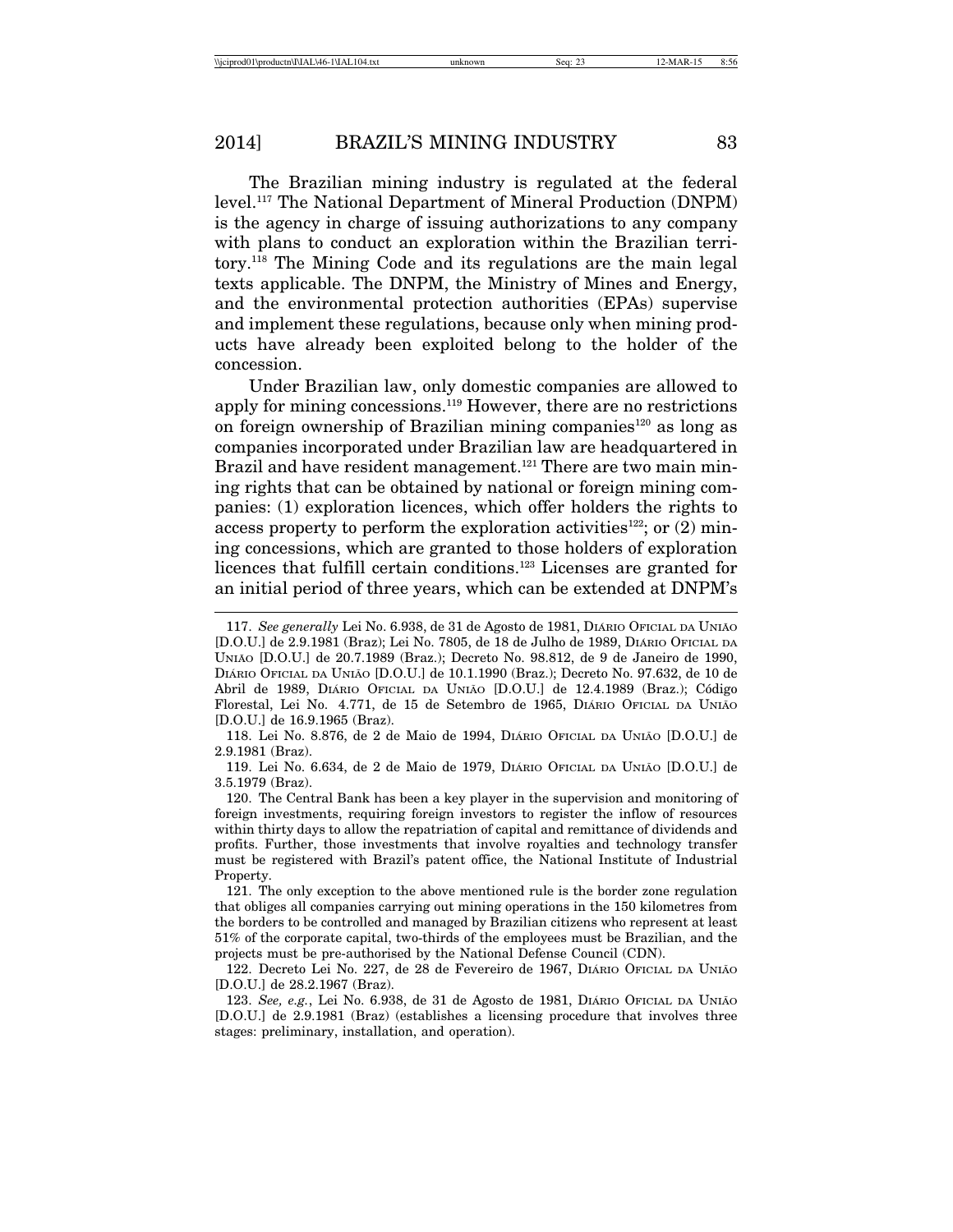The Brazilian mining industry is regulated at the federal level.[117] The National Department of Mineral Production (DNPM) is the agency in charge of issuing authorizations to any company with plans to conduct an exploration within the Brazilian territory.[118] The Mining Code and its regulations are the main legal texts applicable. The DNPM, the Ministry of Mines and Energy, and the environmental protection authorities (EPAs) supervise and implement these regulations, because only when mining products have already been exploited belong to the holder of the concession.

Under Brazilian law, only domestic companies are allowed to apply for mining concessions.[119] However, there are no restrictions on foreign ownership of Brazilian mining companies[120] as long as companies incorporated under Brazilian law are headquartered in Brazil and have resident management.[121] There are two main mining rights that can be obtained by national or foreign mining companies: (1) exploration licences, which offer holders the rights to access property to perform the exploration activities[122]; or (2) mining concessions, which are granted to those holders of exploration licences that fulfill certain conditions.[123] Licenses are granted for an initial period of three years, which can be extended at DNPM's

---

117. *See generally* Lei No. 6.938, de 31 de Agosto de 1981, Diário Oficial da União [D.O.U.] de 2.9.1981 (Braz); Lei No. 7805, de 18 de Julho de 1989, Diário Oficial da União [D.O.U.] de 20.7.1989 (Braz.); Decreto No. 98.812, de 9 de Janeiro de 1990, Diário Oficial da União [D.O.U.] de 10.1.1990 (Braz.); Decreto No. 97.632, de 10 de Abril de 1989, Diário Oficial da União [D.O.U.] de 12.4.1989 (Braz.); Código Florestal, Lei No. 4.771, de 15 de Setembro de 1965, Diário Oficial da União [D.O.U.] de 16.9.1965 (Braz).

118. Lei No. 8.876, de 2 de Maio de 1994, Diário Oficial da União [D.O.U.] de 2.9.1981 (Braz).

119. Lei No. 6.634, de 2 de Maio de 1979, Diário Oficial da União [D.O.U.] de 3.5.1979 (Braz).

120. The Central Bank has been a key player in the supervision and monitoring of foreign investments, requiring foreign investors to register the inflow of resources within thirty days to allow the repatriation of capital and remittance of dividends and profits. Further, those investments that involve royalties and technology transfer must be registered with Brazil's patent office, the National Institute of Industrial Property.

121. The only exception to the above mentioned rule is the border zone regulation that obliges all companies carrying out mining operations in the 150 kilometres from the borders to be controlled and managed by Brazilian citizens who represent at least 51% of the corporate capital, two-thirds of the employees must be Brazilian, and the projects must be pre-authorised by the National Defense Council (CDN).

122. Decreto Lei No. 227, de 28 de Fevereiro de 1967, Diário Oficial da União [D.O.U.] de 28.2.1967 (Braz).

123. *See, e.g.*, Lei No. 6.938, de 31 de Agosto de 1981, Diário Oficial da União [D.O.U.] de 2.9.1981 (Braz) (establishes a licensing procedure that involves three stages: preliminary, installation, and operation).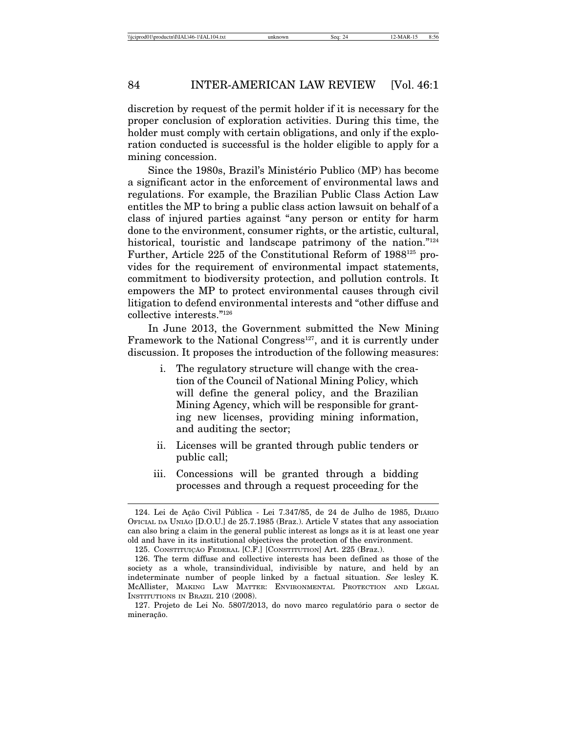discretion by request of the permit holder if it is necessary for the proper conclusion of exploration activities. During this time, the holder must comply with certain obligations, and only if the exploration conducted is successful is the holder eligible to apply for a mining concession.

Since the 1980s, Brazil's Ministério Publico (MP) has become a significant actor in the enforcement of environmental laws and regulations. For example, the Brazilian Public Class Action Law entitles the MP to bring a public class action lawsuit on behalf of a class of injured parties against "any person or entity for harm done to the environment, consumer rights, or the artistic, cultural, historical, touristic and landscape patrimony of the nation."[124] Further, Article 225 of the Constitutional Reform of 1988[125] provides for the requirement of environmental impact statements, commitment to biodiversity protection, and pollution controls. It empowers the MP to protect environmental causes through civil litigation to defend environmental interests and "other diffuse and collective interests."[126]

In June 2013, the Government submitted the New Mining Framework to the National Congress[127], and it is currently under discussion. It proposes the introduction of the following measures:

i. The regulatory structure will change with the creation of the Council of National Mining Policy, which will define the general policy, and the Brazilian Mining Agency, which will be responsible for granting new licenses, providing mining information, and auditing the sector;

ii. Licenses will be granted through public tenders or public call;

iii. Concessions will be granted through a bidding processes and through a request proceeding for the

---

124. Lei de Ação Civil Pública - Lei 7.347/85, de 24 de Julho de 1985, DIÁRIO OFICIAL DA UNIÃO [D.O.U.] de 25.7.1985 (Braz.). Article V states that any association can also bring a claim in the general public interest as longs as it is at least one year old and have in its institutional objectives the protection of the environment.

125. CONSTITUIÇÃO FEDERAL [C.F.] [CONSTITUTION] Art. 225 (Braz.).

126. The term diffuse and collective interests has been defined as those of the society as a whole, transindividual, indivisible by nature, and held by an indeterminate number of people linked by a factual situation. *See* lesley K. McAllister, MAKING LAW MATTER: ENVIRONMENTAL PROTECTION AND LEGAL INSTITUTIONS IN BRAZIL 210 (2008).

127. Projeto de Lei No. 5807/2013, do novo marco regulatório para o sector de mineração.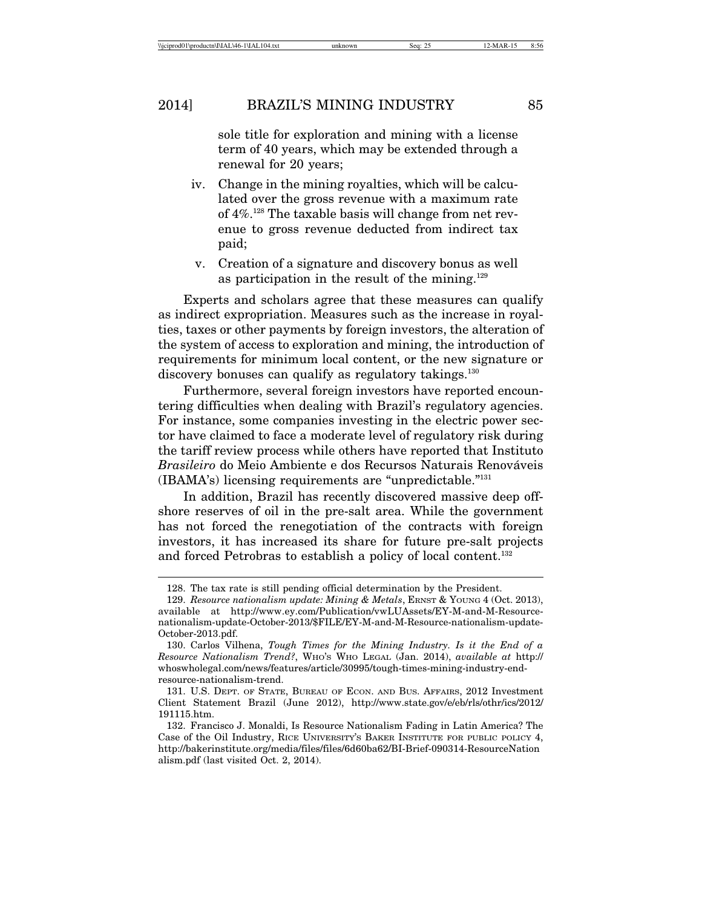sole title for exploration and mining with a license term of 40 years, which may be extended through a renewal for 20 years;

iv. Change in the mining royalties, which will be calculated over the gross revenue with a maximum rate of 4%.[128] The taxable basis will change from net revenue to gross revenue deducted from indirect tax paid;

v. Creation of a signature and discovery bonus as well as participation in the result of the mining.[129]

Experts and scholars agree that these measures can qualify as indirect expropriation. Measures such as the increase in royalties, taxes or other payments by foreign investors, the alteration of the system of access to exploration and mining, the introduction of requirements for minimum local content, or the new signature or discovery bonuses can qualify as regulatory takings.[130]

Furthermore, several foreign investors have reported encountering difficulties when dealing with Brazil's regulatory agencies. For instance, some companies investing in the electric power sector have claimed to face a moderate level of regulatory risk during the tariff review process while others have reported that Instituto *Brasileiro* do Meio Ambiente e dos Recursos Naturais Renováveis (IBAMA's) licensing requirements are "unpredictable."[131]

In addition, Brazil has recently discovered massive deep offshore reserves of oil in the pre-salt area. While the government has not forced the renegotiation of the contracts with foreign investors, it has increased its share for future pre-salt projects and forced Petrobras to establish a policy of local content.[132]

---

128. The tax rate is still pending official determination by the President.

129. *Resource nationalism update: Mining & Metals*, ERNST & YOUNG 4 (Oct. 2013), available at http://www.ey.com/Publication/vwLUAssets/EY-M-and-M-Resource-nationalism-update-October-2013/$FILE/EY-M-and-M-Resource-nationalism-update-October-2013.pdf.

130. Carlos Vilhena, *Tough Times for the Mining Industry. Is it the End of a Resource Nationalism Trend?*, WHO'S WHO LEGAL (Jan. 2014), *available at* http://whoswholegal.com/news/features/article/30995/tough-times-mining-industry-end-resource-nationalism-trend.

131. U.S. DEPT. OF STATE, BUREAU OF ECON. AND BUS. AFFAIRS, 2012 Investment Client Statement Brazil (June 2012), http://www.state.gov/e/eb/rls/othr/ics/2012/191115.htm.

132. Francisco J. Monaldi, Is Resource Nationalism Fading in Latin America? The Case of the Oil Industry, RICE UNIVERSITY'S BAKER INSTITUTE FOR PUBLIC POLICY 4, http://bakerinstitute.org/media/files/files/6d60ba62/BI-Brief-090314-ResourceNationalism.pdf (last visited Oct. 2, 2014).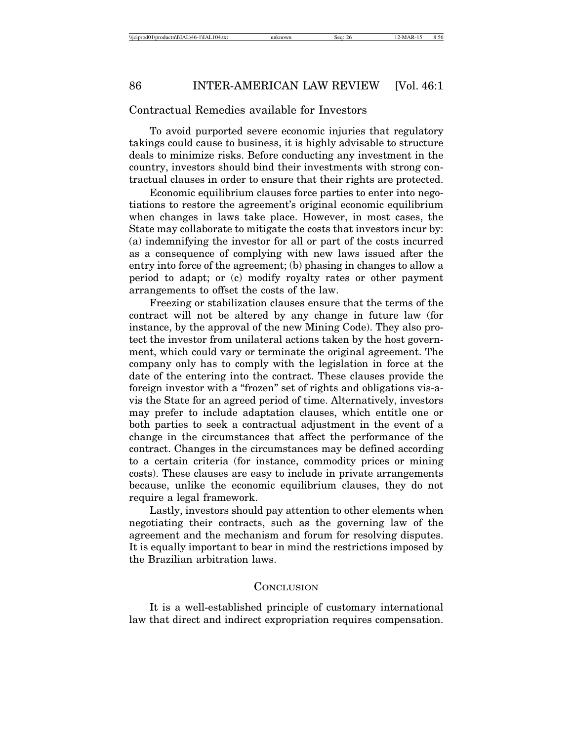## Contractual Remedies available for Investors

To avoid purported severe economic injuries that regulatory takings could cause to business, it is highly advisable to structure deals to minimize risks. Before conducting any investment in the country, investors should bind their investments with strong contractual clauses in order to ensure that their rights are protected.

Economic equilibrium clauses force parties to enter into negotiations to restore the agreement's original economic equilibrium when changes in laws take place. However, in most cases, the State may collaborate to mitigate the costs that investors incur by: (a) indemnifying the investor for all or part of the costs incurred as a consequence of complying with new laws issued after the entry into force of the agreement; (b) phasing in changes to allow a period to adapt; or (c) modify royalty rates or other payment arrangements to offset the costs of the law.

Freezing or stabilization clauses ensure that the terms of the contract will not be altered by any change in future law (for instance, by the approval of the new Mining Code). They also protect the investor from unilateral actions taken by the host government, which could vary or terminate the original agreement. The company only has to comply with the legislation in force at the date of the entering into the contract. These clauses provide the foreign investor with a "frozen" set of rights and obligations vis-a-vis the State for an agreed period of time. Alternatively, investors may prefer to include adaptation clauses, which entitle one or both parties to seek a contractual adjustment in the event of a change in the circumstances that affect the performance of the contract. Changes in the circumstances may be defined according to a certain criteria (for instance, commodity prices or mining costs). These clauses are easy to include in private arrangements because, unlike the economic equilibrium clauses, they do not require a legal framework.

Lastly, investors should pay attention to other elements when negotiating their contracts, such as the governing law of the agreement and the mechanism and forum for resolving disputes. It is equally important to bear in mind the restrictions imposed by the Brazilian arbitration laws.

## Conclusion

It is a well-established principle of customary international law that direct and indirect expropriation requires compensation.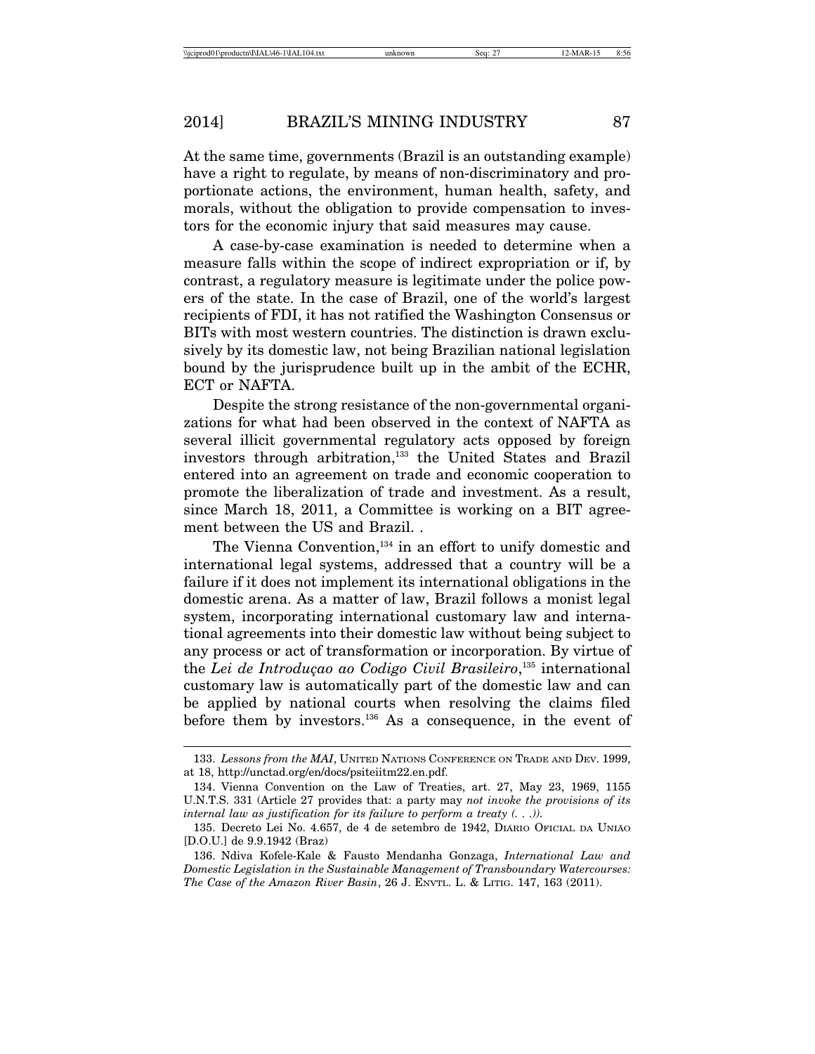At the same time, governments (Brazil is an outstanding example) have a right to regulate, by means of non-discriminatory and proportionate actions, the environment, human health, safety, and morals, without the obligation to provide compensation to investors for the economic injury that said measures may cause.

A case-by-case examination is needed to determine when a measure falls within the scope of indirect expropriation or if, by contrast, a regulatory measure is legitimate under the police powers of the state. In the case of Brazil, one of the world's largest recipients of FDI, it has not ratified the Washington Consensus or BITs with most western countries. The distinction is drawn exclusively by its domestic law, not being Brazilian national legislation bound by the jurisprudence built up in the ambit of the ECHR, ECT or NAFTA.

Despite the strong resistance of the non-governmental organizations for what had been observed in the context of NAFTA as several illicit governmental regulatory acts opposed by foreign investors through arbitration,[133] the United States and Brazil entered into an agreement on trade and economic cooperation to promote the liberalization of trade and investment. As a result, since March 18, 2011, a Committee is working on a BIT agreement between the US and Brazil. .

The Vienna Convention,[134] in an effort to unify domestic and international legal systems, addressed that a country will be a failure if it does not implement its international obligations in the domestic arena. As a matter of law, Brazil follows a monist legal system, incorporating international customary law and international agreements into their domestic law without being subject to any process or act of transformation or incorporation. By virtue of the *Lei de Introduçao ao Codigo Civil Brasileiro*,[135] international customary law is automatically part of the domestic law and can be applied by national courts when resolving the claims filed before them by investors.[136] As a consequence, in the event of

---

133. *Lessons from the MAI*, UNITED NATIONS CONFERENCE ON TRADE AND DEV. 1999, at 18, http://unctad.org/en/docs/psiteiitm22.en.pdf.

134. Vienna Convention on the Law of Treaties, art. 27, May 23, 1969, 1155 U.N.T.S. 331 (Article 27 provides that: a party may *not invoke the provisions of its internal law as justification for its failure to perform a treaty (. . .)).*

135. Decreto Lei No. 4.657, de 4 de setembro de 1942, DIÁRIO OFICIAL DA UNIÃO [D.O.U.] de 9.9.1942 (Braz)

136. Ndiva Kofele-Kale & Fausto Mendanha Gonzaga, *International Law and Domestic Legislation in the Sustainable Management of Transboundary Watercourses: The Case of the Amazon River Basin*, 26 J. ENVTL. L. & LITIG. 147, 163 (2011).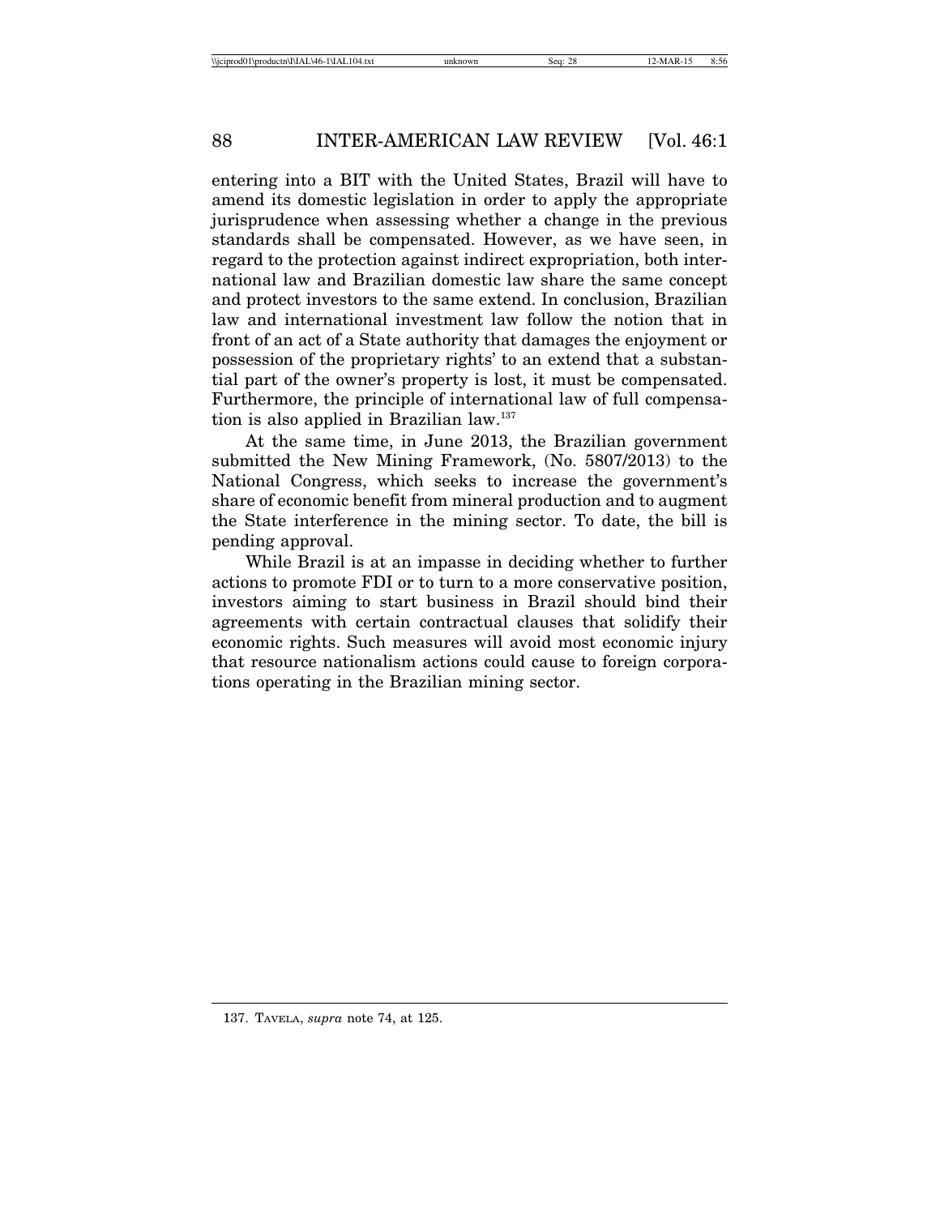entering into a BIT with the United States, Brazil will have to amend its domestic legislation in order to apply the appropriate jurisprudence when assessing whether a change in the previous standards shall be compensated. However, as we have seen, in regard to the protection against indirect expropriation, both international law and Brazilian domestic law share the same concept and protect investors to the same extend. In conclusion, Brazilian law and international investment law follow the notion that in front of an act of a State authority that damages the enjoyment or possession of the proprietary rights' to an extend that a substantial part of the owner's property is lost, it must be compensated. Furthermore, the principle of international law of full compensation is also applied in Brazilian law.[137]

At the same time, in June 2013, the Brazilian government submitted the New Mining Framework, (No. 5807/2013) to the National Congress, which seeks to increase the government's share of economic benefit from mineral production and to augment the State interference in the mining sector. To date, the bill is pending approval.

While Brazil is at an impasse in deciding whether to further actions to promote FDI or to turn to a more conservative position, investors aiming to start business in Brazil should bind their agreements with certain contractual clauses that solidify their economic rights. Such measures will avoid most economic injury that resource nationalism actions could cause to foreign corporations operating in the Brazilian mining sector.

137. TAVELA, *supra* note 74, at 125.